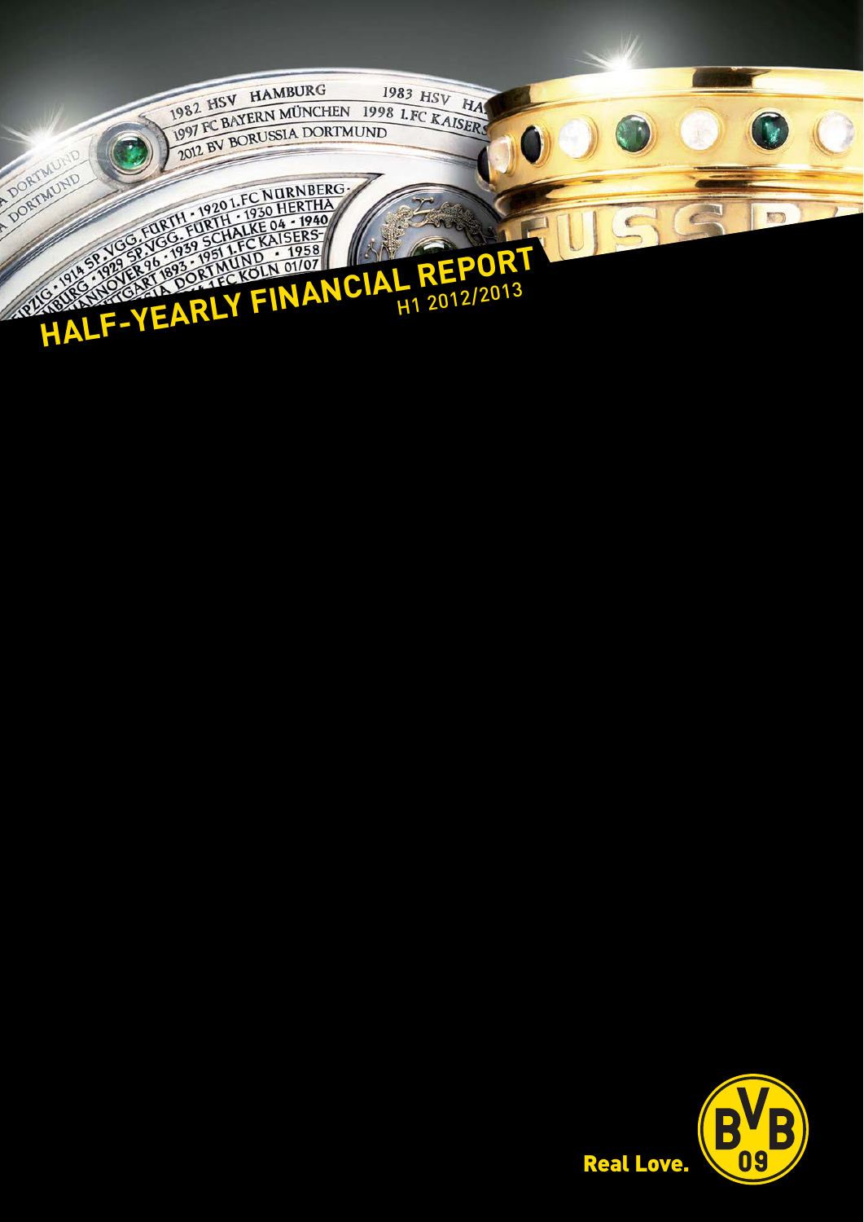# HALF-YEARLY FINANCIAL REPORT

H1 2012/2013

Real Love.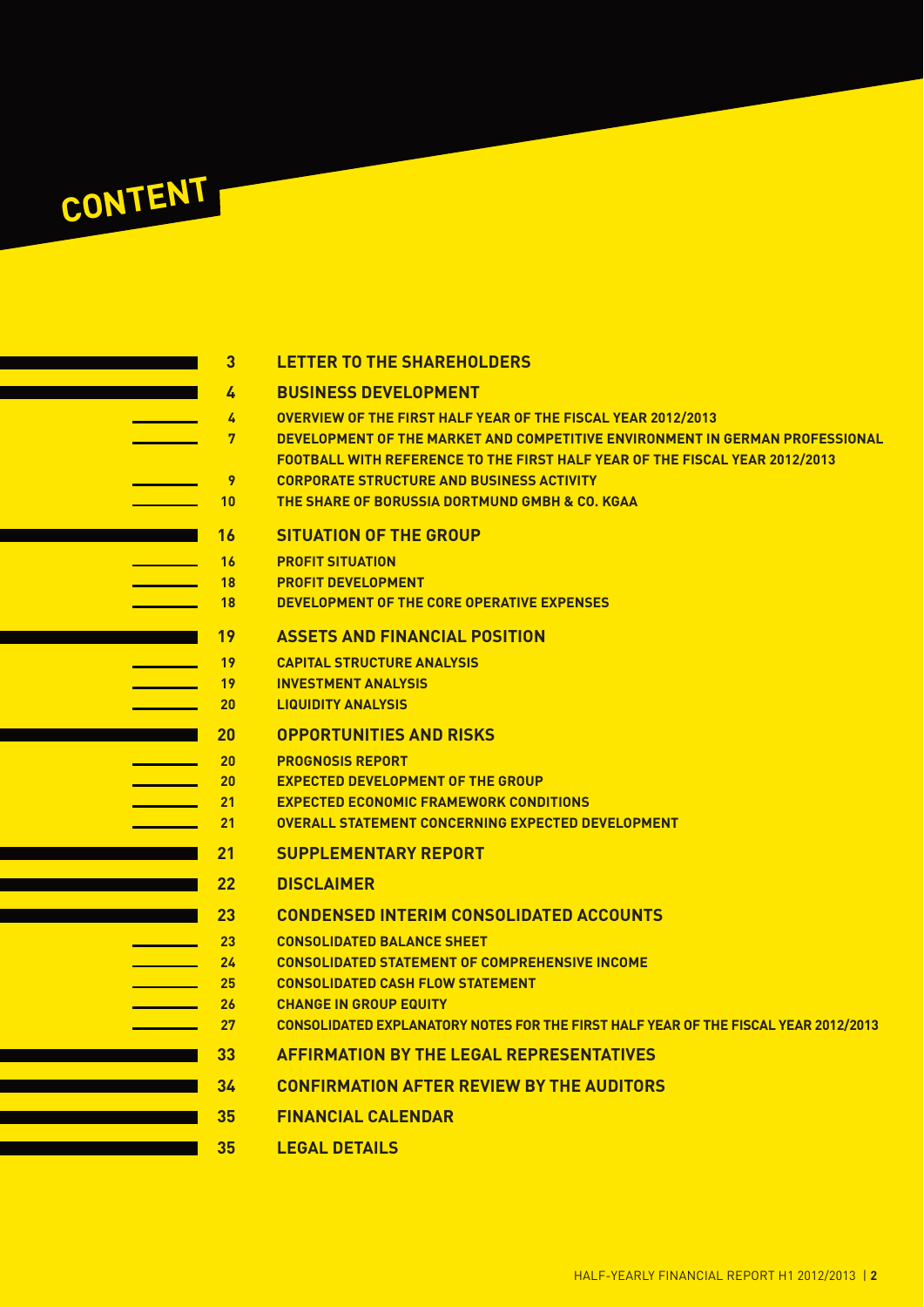# CONTENT

| | |
|---|---|
| 3 | **LETTER TO THE SHAREHOLDERS** |
| 4 | **BUSINESS DEVELOPMENT** |
| 4 | OVERVIEW OF THE FIRST HALF YEAR OF THE FISCAL YEAR 2012/2013 |
| 7 | DEVELOPMENT OF THE MARKET AND COMPETITIVE ENVIRONMENT IN GERMAN PROFESSIONAL FOOTBALL WITH REFERENCE TO THE FIRST HALF YEAR OF THE FISCAL YEAR 2012/2013 |
| 9 | CORPORATE STRUCTURE AND BUSINESS ACTIVITY |
| 10 | THE SHARE OF BORUSSIA DORTMUND GMBH & CO. KGAA |
| 16 | **SITUATION OF THE GROUP** |
| 16 | PROFIT SITUATION |
| 18 | PROFIT DEVELOPMENT |
| 18 | DEVELOPMENT OF THE CORE OPERATIVE EXPENSES |
| 19 | **ASSETS AND FINANCIAL POSITION** |
| 19 | CAPITAL STRUCTURE ANALYSIS |
| 19 | INVESTMENT ANALYSIS |
| 20 | LIQUIDITY ANALYSIS |
| 20 | **OPPORTUNITIES AND RISKS** |
| 20 | PROGNOSIS REPORT |
| 20 | EXPECTED DEVELOPMENT OF THE GROUP |
| 21 | EXPECTED ECONOMIC FRAMEWORK CONDITIONS |
| 21 | OVERALL STATEMENT CONCERNING EXPECTED DEVELOPMENT |
| 21 | **SUPPLEMENTARY REPORT** |
| 22 | **DISCLAIMER** |
| 23 | **CONDENSED INTERIM CONSOLIDATED ACCOUNTS** |
| 23 | CONSOLIDATED BALANCE SHEET |
| 24 | CONSOLIDATED STATEMENT OF COMPREHENSIVE INCOME |
| 25 | CONSOLIDATED CASH FLOW STATEMENT |
| 26 | CHANGE IN GROUP EQUITY |
| 27 | CONSOLIDATED EXPLANATORY NOTES FOR THE FIRST HALF YEAR OF THE FISCAL YEAR 2012/2013 |
| 33 | **AFFIRMATION BY THE LEGAL REPRESENTATIVES** |
| 34 | **CONFIRMATION AFTER REVIEW BY THE AUDITORS** |
| 35 | **FINANCIAL CALENDAR** |
| 35 | **LEGAL DETAILS** |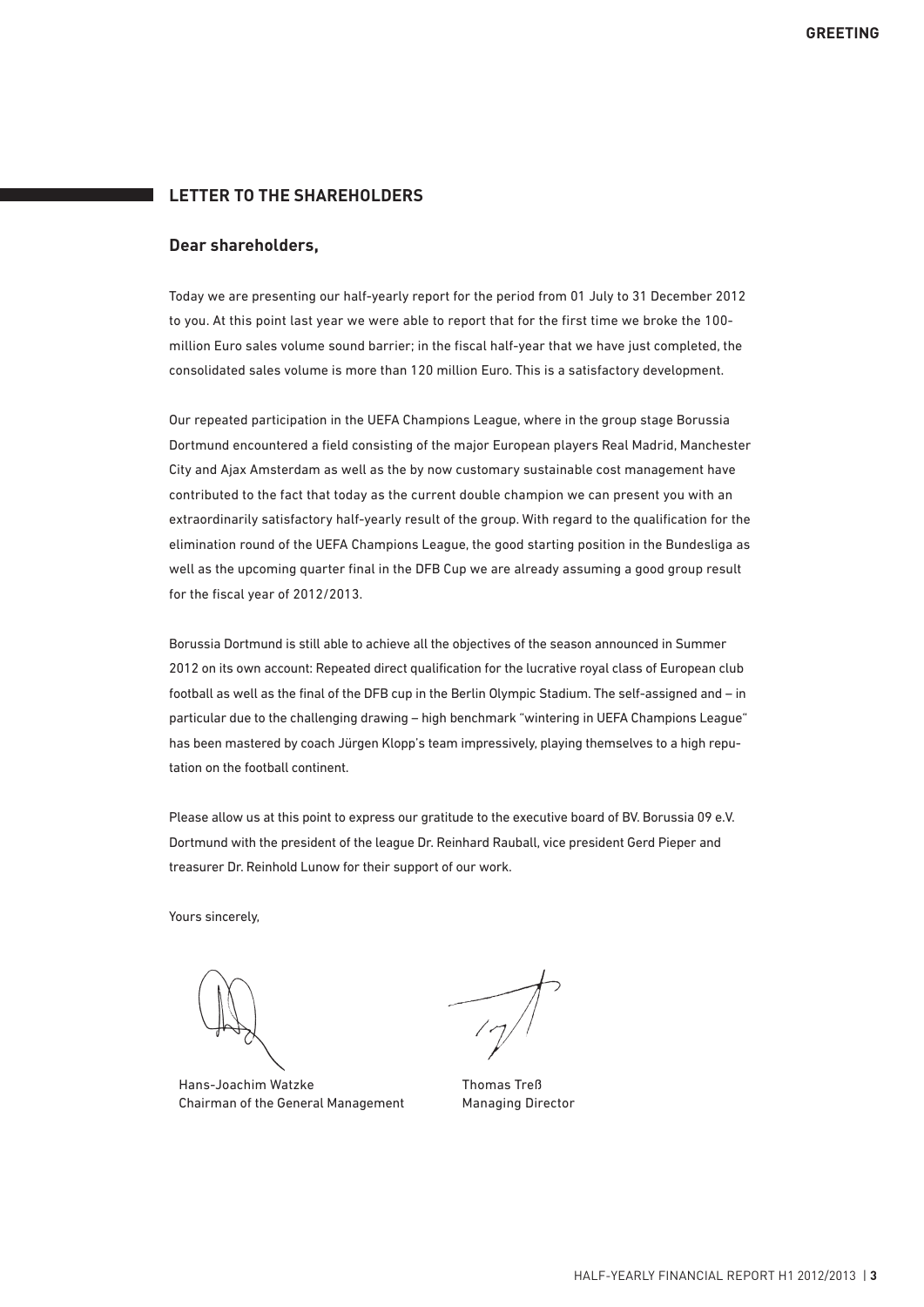## LETTER TO THE SHAREHOLDERS

### Dear shareholders,

Today we are presenting our half-yearly report for the period from 01 July to 31 December 2012 to you. At this point last year we were able to report that for the first time we broke the 100-million Euro sales volume sound barrier; in the fiscal half-year that we have just completed, the consolidated sales volume is more than 120 million Euro. This is a satisfactory development.

Our repeated participation in the UEFA Champions League, where in the group stage Borussia Dortmund encountered a field consisting of the major European players Real Madrid, Manchester City and Ajax Amsterdam as well as the by now customary sustainable cost management have contributed to the fact that today as the current double champion we can present you with an extraordinarily satisfactory half-yearly result of the group. With regard to the qualification for the elimination round of the UEFA Champions League, the good starting position in the Bundesliga as well as the upcoming quarter final in the DFB Cup we are already assuming a good group result for the fiscal year of 2012/2013.

Borussia Dortmund is still able to achieve all the objectives of the season announced in Summer 2012 on its own account: Repeated direct qualification for the lucrative royal class of European club football as well as the final of the DFB cup in the Berlin Olympic Stadium. The self-assigned and – in particular due to the challenging drawing – high benchmark "wintering in UEFA Champions League" has been mastered by coach Jürgen Klopp's team impressively, playing themselves to a high reputation on the football continent.

Please allow us at this point to express our gratitude to the executive board of BV. Borussia 09 e.V. Dortmund with the president of the league Dr. Reinhard Rauball, vice president Gerd Pieper and treasurer Dr. Reinhold Lunow for their support of our work.

Yours sincerely,

Hans-Joachim Watzke
Chairman of the General Management

Thomas Treß
Managing Director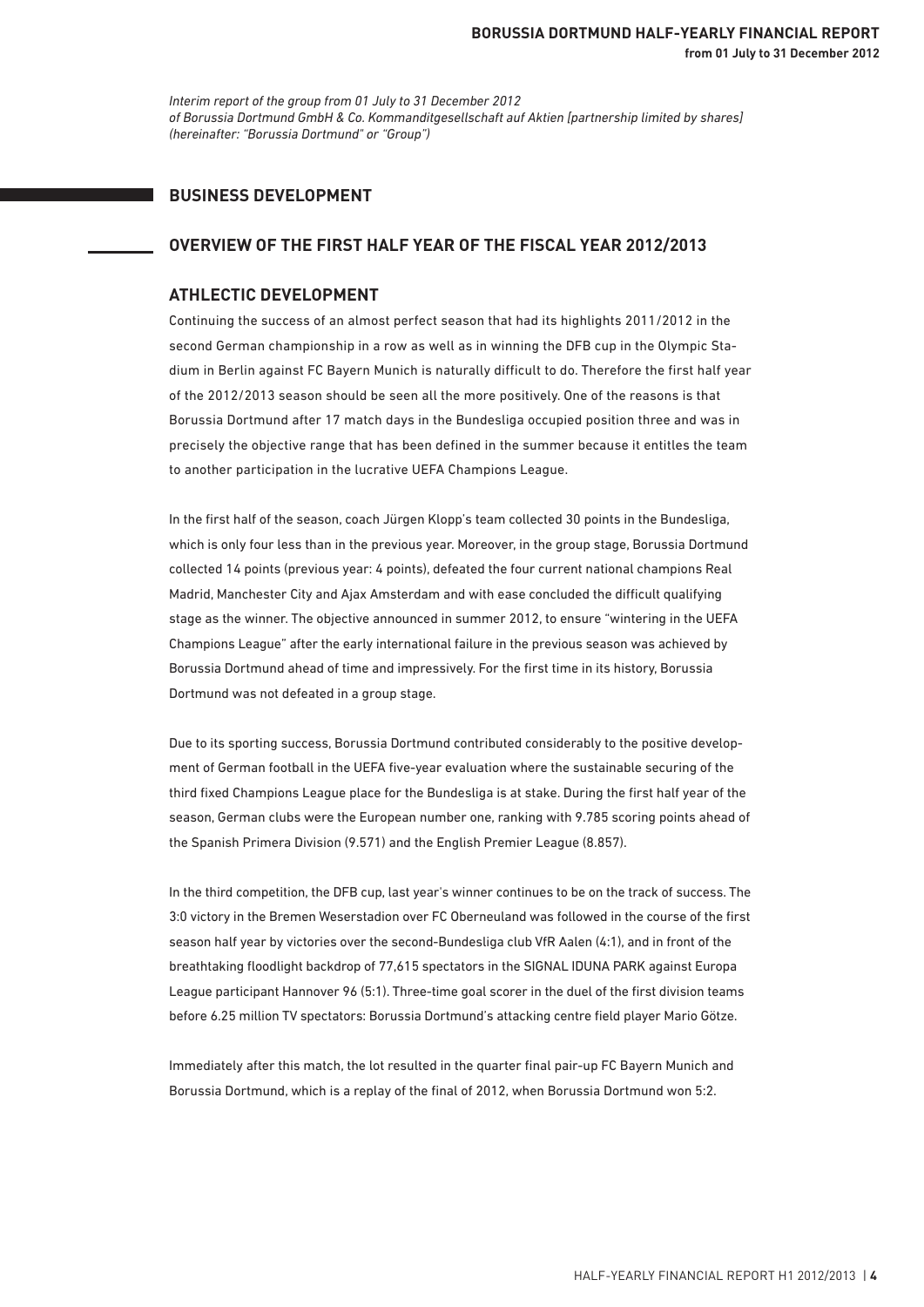*Interim report of the group from 01 July to 31 December 2012*
*of Borussia Dortmund GmbH & Co. Kommanditgesellschaft auf Aktien [partnership limited by shares]*
*(hereinafter: "Borussia Dortmund" or "Group")*

# BUSINESS DEVELOPMENT

## OVERVIEW OF THE FIRST HALF YEAR OF THE FISCAL YEAR 2012/2013

### ATHLETIC DEVELOPMENT

Continuing the success of an almost perfect season that had its highlights 2011/2012 in the second German championship in a row as well as in winning the DFB cup in the Olympic Stadium in Berlin against FC Bayern Munich is naturally difficult to do. Therefore the first half year of the 2012/2013 season should be seen all the more positively. One of the reasons is that Borussia Dortmund after 17 match days in the Bundesliga occupied position three and was in precisely the objective range that has been defined in the summer because it entitles the team to another participation in the lucrative UEFA Champions League.

In the first half of the season, coach Jürgen Klopp's team collected 30 points in the Bundesliga, which is only four less than in the previous year. Moreover, in the group stage, Borussia Dortmund collected 14 points (previous year: 4 points), defeated the four current national champions Real Madrid, Manchester City and Ajax Amsterdam and with ease concluded the difficult qualifying stage as the winner. The objective announced in summer 2012, to ensure "wintering in the UEFA Champions League" after the early international failure in the previous season was achieved by Borussia Dortmund ahead of time and impressively. For the first time in its history, Borussia Dortmund was not defeated in a group stage.

Due to its sporting success, Borussia Dortmund contributed considerably to the positive development of German football in the UEFA five-year evaluation where the sustainable securing of the third fixed Champions League place for the Bundesliga is at stake. During the first half year of the season, German clubs were the European number one, ranking with 9.785 scoring points ahead of the Spanish Primera Division (9.571) and the English Premier League (8.857).

In the third competition, the DFB cup, last year's winner continues to be on the track of success. The 3:0 victory in the Bremen Weserstadion over FC Oberneuland was followed in the course of the first season half year by victories over the second-Bundesliga club VfR Aalen (4:1), and in front of the breathtaking floodlight backdrop of 77,615 spectators in the SIGNAL IDUNA PARK against Europa League participant Hannover 96 (5:1). Three-time goal scorer in the duel of the first division teams before 6.25 million TV spectators: Borussia Dortmund's attacking centre field player Mario Götze.

Immediately after this match, the lot resulted in the quarter final pair-up FC Bayern Munich and Borussia Dortmund, which is a replay of the final of 2012, when Borussia Dortmund won 5:2.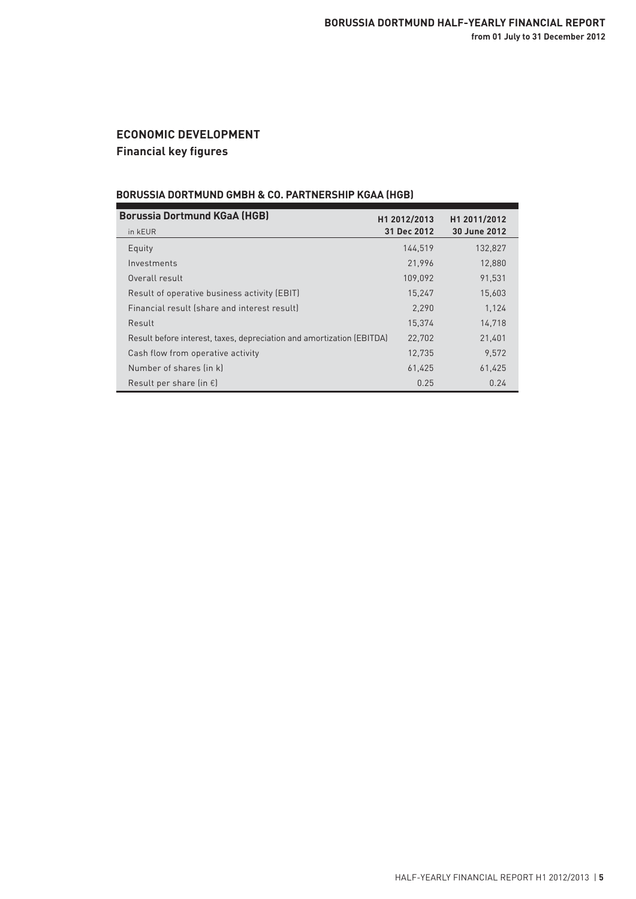## ECONOMIC DEVELOPMENT

### Financial key figures

**BORUSSIA DORTMUND GMBH & CO. PARTNERSHIP KGAA (HGB)**

| Borussia Dortmund KGaA (HGB)<br>in kEUR | H1 2012/2013<br>31 Dec 2012 | H1 2011/2012<br>30 June 2012 |
|---|---|---|
| Equity | 144,519 | 132,827 |
| Investments | 21,996 | 12,880 |
| Overall result | 109,092 | 91,531 |
| Result of operative business activity (EBIT) | 15,247 | 15,603 |
| Financial result (share and interest result) | 2,290 | 1,124 |
| Result | 15,374 | 14,718 |
| Result before interest, taxes, depreciation and amortization (EBITDA) | 22,702 | 21,401 |
| Cash flow from operative activity | 12,735 | 9,572 |
| Number of shares (in k) | 61,425 | 61,425 |
| Result per share (in €) | 0.25 | 0.24 |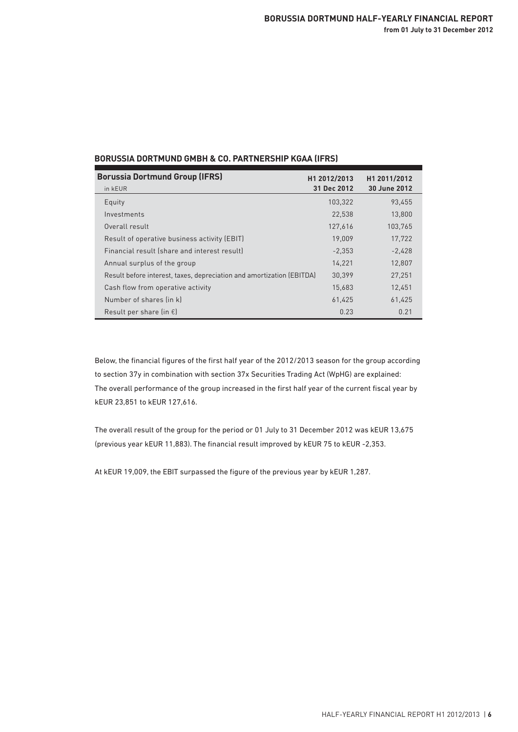## BORUSSIA DORTMUND GMBH & CO. PARTNERSHIP KGAA (IFRS)

| **Borussia Dortmund Group (IFRS)**<br>in kEUR | **H1 2012/2013**<br>**31 Dec 2012** | **H1 2011/2012**<br>**30 June 2012** |
|---|---|---|
| Equity | 103,322 | 93,455 |
| Investments | 22,538 | 13,800 |
| Overall result | 127,616 | 103,765 |
| Result of operative business activity (EBIT) | 19,009 | 17,722 |
| Financial result (share and interest result) | -2,353 | -2,428 |
| Annual surplus of the group | 14,221 | 12,807 |
| Result before interest, taxes, depreciation and amortization (EBITDA) | 30,399 | 27,251 |
| Cash flow from operative activity | 15,683 | 12,451 |
| Number of shares (in k) | 61,425 | 61,425 |
| Result per share (in €) | 0.23 | 0.21 |

Below, the financial figures of the first half year of the 2012/2013 season for the group according to section 37y in combination with section 37x Securities Trading Act (WpHG) are explained: The overall performance of the group increased in the first half year of the current fiscal year by kEUR 23,851 to kEUR 127,616.

The overall result of the group for the period or 01 July to 31 December 2012 was kEUR 13,675 (previous year kEUR 11,883). The financial result improved by kEUR 75 to kEUR -2,353.

At kEUR 19,009, the EBIT surpassed the figure of the previous year by kEUR 1,287.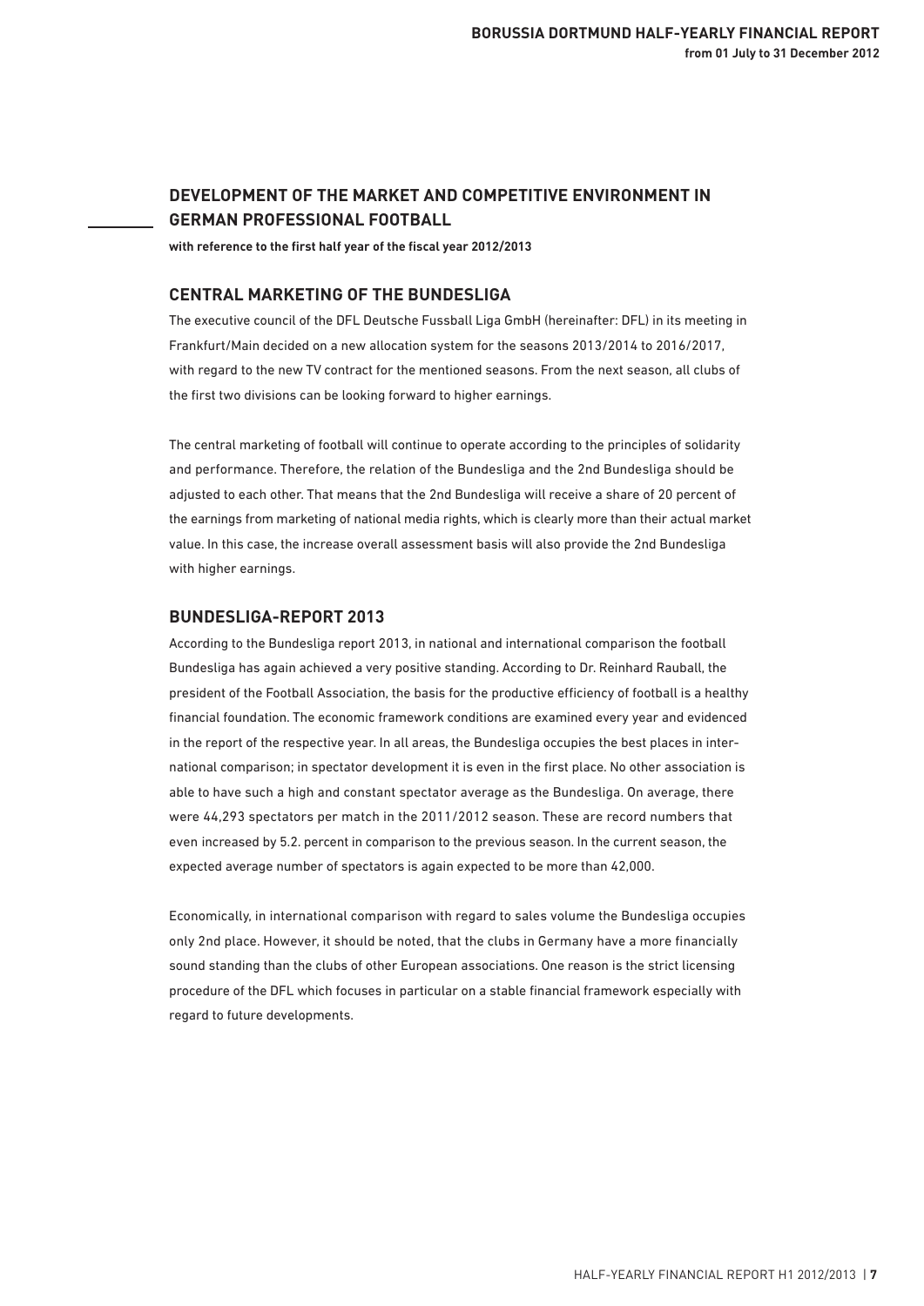## DEVELOPMENT OF THE MARKET AND COMPETITIVE ENVIRONMENT IN GERMAN PROFESSIONAL FOOTBALL

**with reference to the first half year of the fiscal year 2012/2013**

### CENTRAL MARKETING OF THE BUNDESLIGA

The executive council of the DFL Deutsche Fussball Liga GmbH (hereinafter: DFL) in its meeting in Frankfurt/Main decided on a new allocation system for the seasons 2013/2014 to 2016/2017, with regard to the new TV contract for the mentioned seasons. From the next season, all clubs of the first two divisions can be looking forward to higher earnings.

The central marketing of football will continue to operate according to the principles of solidarity and performance. Therefore, the relation of the Bundesliga and the 2nd Bundesliga should be adjusted to each other. That means that the 2nd Bundesliga will receive a share of 20 percent of the earnings from marketing of national media rights, which is clearly more than their actual market value. In this case, the increase overall assessment basis will also provide the 2nd Bundesliga with higher earnings.

### BUNDESLIGA-REPORT 2013

According to the Bundesliga report 2013, in national and international comparison the football Bundesliga has again achieved a very positive standing. According to Dr. Reinhard Rauball, the president of the Football Association, the basis for the productive efficiency of football is a healthy financial foundation. The economic framework conditions are examined every year and evidenced in the report of the respective year. In all areas, the Bundesliga occupies the best places in international comparison; in spectator development it is even in the first place. No other association is able to have such a high and constant spectator average as the Bundesliga. On average, there were 44,293 spectators per match in the 2011/2012 season. These are record numbers that even increased by 5.2. percent in comparison to the previous season. In the current season, the expected average number of spectators is again expected to be more than 42,000.

Economically, in international comparison with regard to sales volume the Bundesliga occupies only 2nd place. However, it should be noted, that the clubs in Germany have a more financially sound standing than the clubs of other European associations. One reason is the strict licensing procedure of the DFL which focuses in particular on a stable financial framework especially with regard to future developments.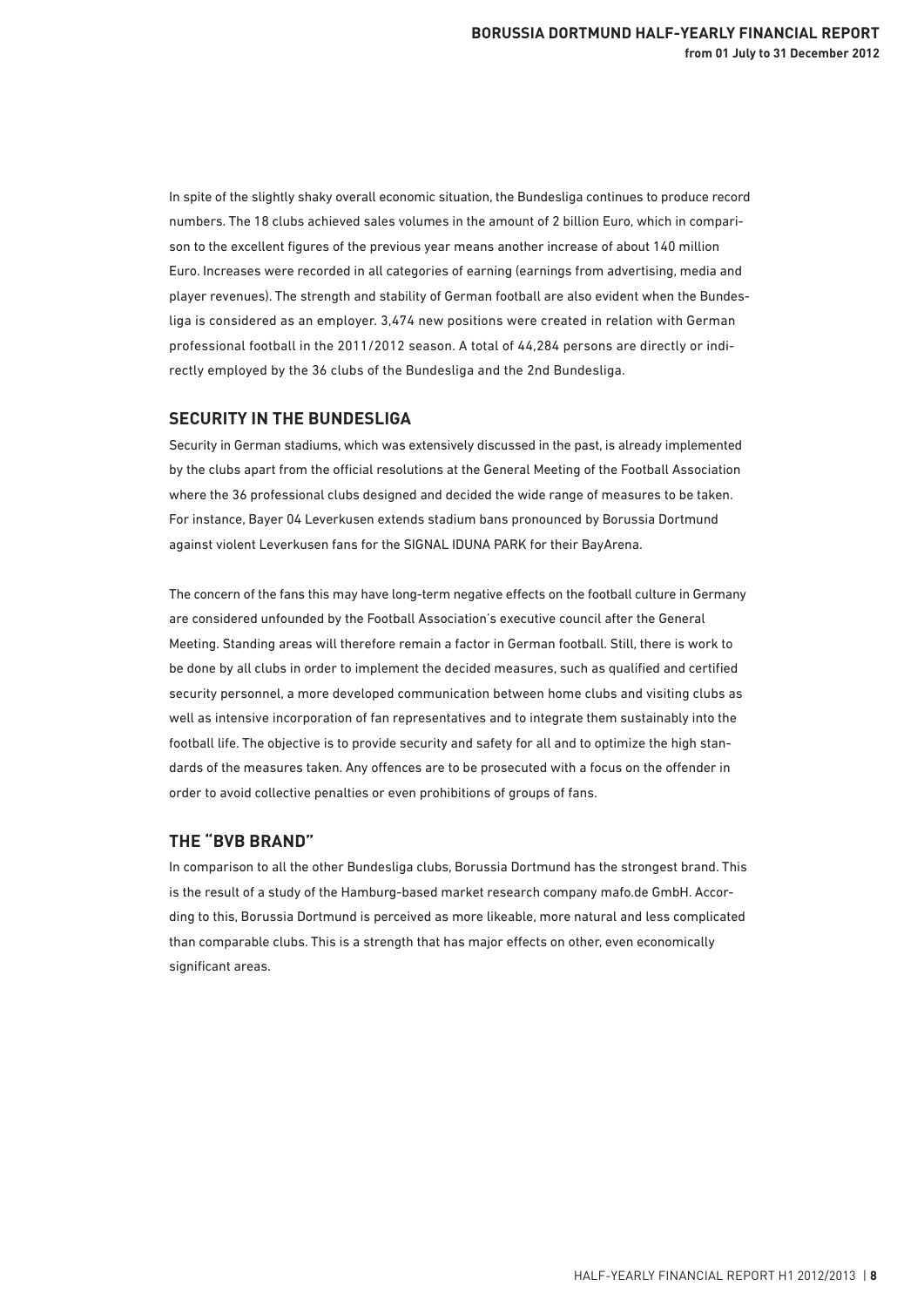In spite of the slightly shaky overall economic situation, the Bundesliga continues to produce record numbers. The 18 clubs achieved sales volumes in the amount of 2 billion Euro, which in comparison to the excellent figures of the previous year means another increase of about 140 million Euro. Increases were recorded in all categories of earning (earnings from advertising, media and player revenues). The strength and stability of German football are also evident when the Bundesliga is considered as an employer. 3,474 new positions were created in relation with German professional football in the 2011/2012 season. A total of 44,284 persons are directly or indirectly employed by the 36 clubs of the Bundesliga and the 2nd Bundesliga.

## SECURITY IN THE BUNDESLIGA

Security in German stadiums, which was extensively discussed in the past, is already implemented by the clubs apart from the official resolutions at the General Meeting of the Football Association where the 36 professional clubs designed and decided the wide range of measures to be taken. For instance, Bayer 04 Leverkusen extends stadium bans pronounced by Borussia Dortmund against violent Leverkusen fans for the SIGNAL IDUNA PARK for their BayArena.

The concern of the fans this may have long-term negative effects on the football culture in Germany are considered unfounded by the Football Association's executive council after the General Meeting. Standing areas will therefore remain a factor in German football. Still, there is work to be done by all clubs in order to implement the decided measures, such as qualified and certified security personnel, a more developed communication between home clubs and visiting clubs as well as intensive incorporation of fan representatives and to integrate them sustainably into the football life. The objective is to provide security and safety for all and to optimize the high standards of the measures taken. Any offences are to be prosecuted with a focus on the offender in order to avoid collective penalties or even prohibitions of groups of fans.

## THE "BVB BRAND"

In comparison to all the other Bundesliga clubs, Borussia Dortmund has the strongest brand. This is the result of a study of the Hamburg-based market research company mafo.de GmbH. According to this, Borussia Dortmund is perceived as more likeable, more natural and less complicated than comparable clubs. This is a strength that has major effects on other, even economically significant areas.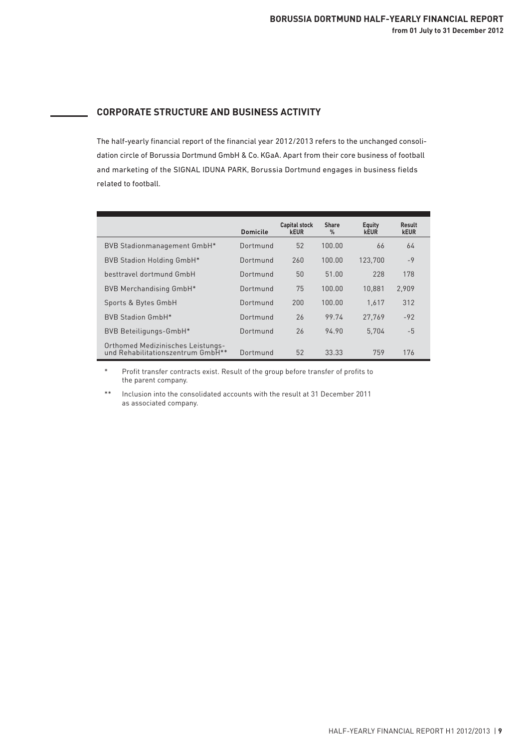## CORPORATE STRUCTURE AND BUSINESS ACTIVITY

The half-yearly financial report of the financial year 2012/2013 refers to the unchanged consolidation circle of Borussia Dortmund GmbH & Co. KGaA. Apart from their core business of football and marketing of the SIGNAL IDUNA PARK, Borussia Dortmund engages in business fields related to football.

| | Domicile | Capital stock kEUR | Share % | Equity kEUR | Result kEUR |
|---|---|---|---|---|---|
| BVB Stadionmanagement GmbH* | Dortmund | 52 | 100.00 | 66 | 64 |
| BVB Stadion Holding GmbH* | Dortmund | 260 | 100.00 | 123,700 | -9 |
| besttravel dortmund GmbH | Dortmund | 50 | 51.00 | 228 | 178 |
| BVB Merchandising GmbH* | Dortmund | 75 | 100.00 | 10,881 | 2,909 |
| Sports & Bytes GmbH | Dortmund | 200 | 100.00 | 1,617 | 312 |
| BVB Stadion GmbH* | Dortmund | 26 | 99.74 | 27,769 | -92 |
| BVB Beteiligungs-GmbH* | Dortmund | 26 | 94.90 | 5,704 | -5 |
| Orthomed Medizinisches Leistungs- und Rehabilitationszentrum GmbH** | Dortmund | 52 | 33.33 | 759 | 176 |

\* Profit transfer contracts exist. Result of the group before transfer of profits to the parent company.

\*\* Inclusion into the consolidated accounts with the result at 31 December 2011 as associated company.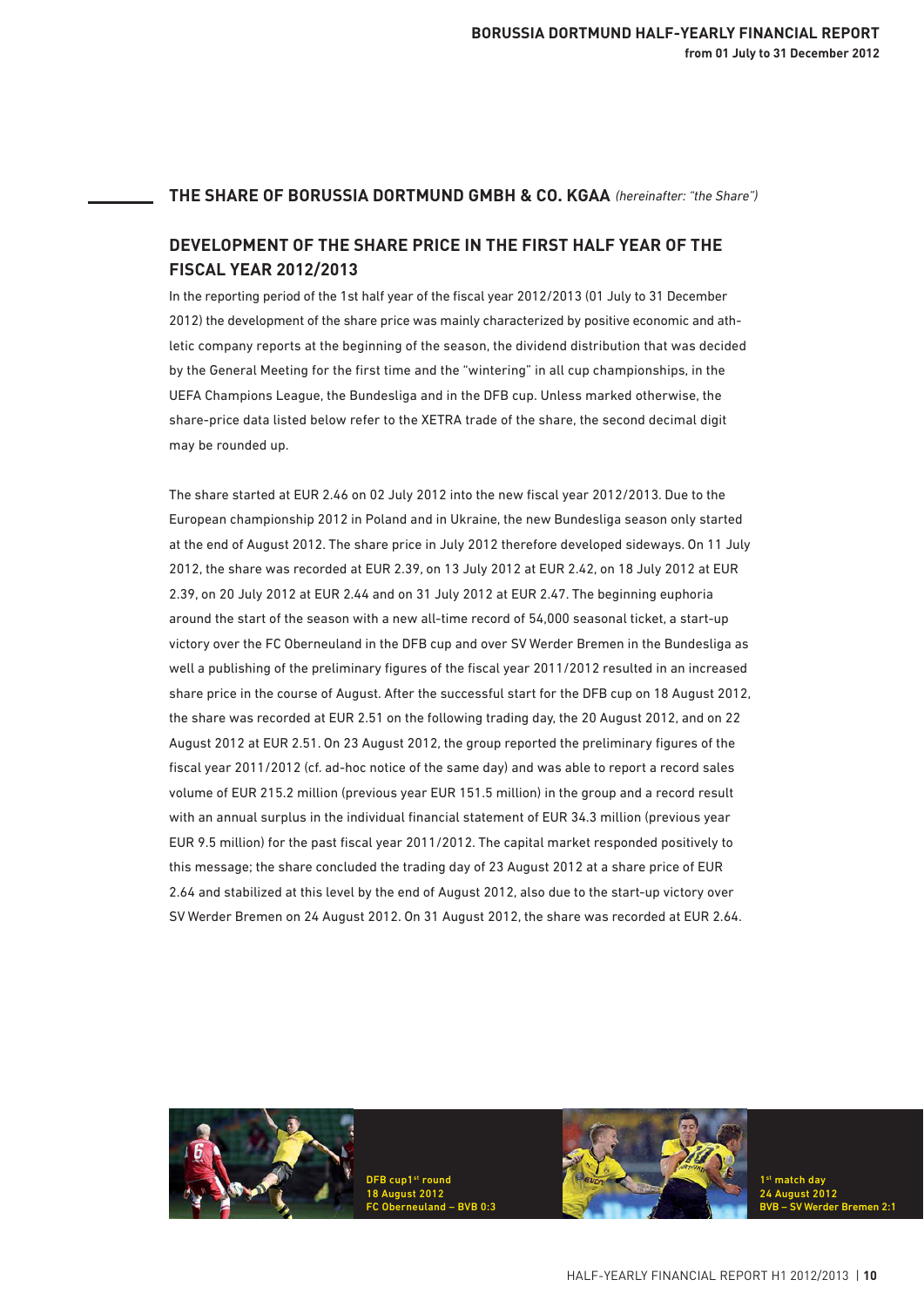## THE SHARE OF BORUSSIA DORTMUND GMBH & CO. KGAA *(hereinafter: "the Share")*

### DEVELOPMENT OF THE SHARE PRICE IN THE FIRST HALF YEAR OF THE FISCAL YEAR 2012/2013

In the reporting period of the 1st half year of the fiscal year 2012/2013 (01 July to 31 December 2012) the development of the share price was mainly characterized by positive economic and athletic company reports at the beginning of the season, the dividend distribution that was decided by the General Meeting for the first time and the "wintering" in all cup championships, in the UEFA Champions League, the Bundesliga and in the DFB cup. Unless marked otherwise, the share-price data listed below refer to the XETRA trade of the share, the second decimal digit may be rounded up.

The share started at EUR 2.46 on 02 July 2012 into the new fiscal year 2012/2013. Due to the European championship 2012 in Poland and in Ukraine, the new Bundesliga season only started at the end of August 2012. The share price in July 2012 therefore developed sideways. On 11 July 2012, the share was recorded at EUR 2.39, on 13 July 2012 at EUR 2.42, on 18 July 2012 at EUR 2.39, on 20 July 2012 at EUR 2.44 and on 31 July 2012 at EUR 2.47. The beginning euphoria around the start of the season with a new all-time record of 54,000 seasonal ticket, a start-up victory over the FC Oberneuland in the DFB cup and over SV Werder Bremen in the Bundesliga as well a publishing of the preliminary figures of the fiscal year 2011/2012 resulted in an increased share price in the course of August. After the successful start for the DFB cup on 18 August 2012, the share was recorded at EUR 2.51 on the following trading day, the 20 August 2012, and on 22 August 2012 at EUR 2.51. On 23 August 2012, the group reported the preliminary figures of the fiscal year 2011/2012 (cf. ad-hoc notice of the same day) and was able to report a record sales volume of EUR 215.2 million (previous year EUR 151.5 million) in the group and a record result with an annual surplus in the individual financial statement of EUR 34.3 million (previous year EUR 9.5 million) for the past fiscal year 2011/2012. The capital market responded positively to this message; the share concluded the trading day of 23 August 2012 at a share price of EUR 2.64 and stabilized at this level by the end of August 2012, also due to the start-up victory over SV Werder Bremen on 24 August 2012. On 31 August 2012, the share was recorded at EUR 2.64.

DFB cup 1st round
18 August 2012
FC Oberneuland – BVB 0:3

1st match day
24 August 2012
BVB – SV Werder Bremen 2:1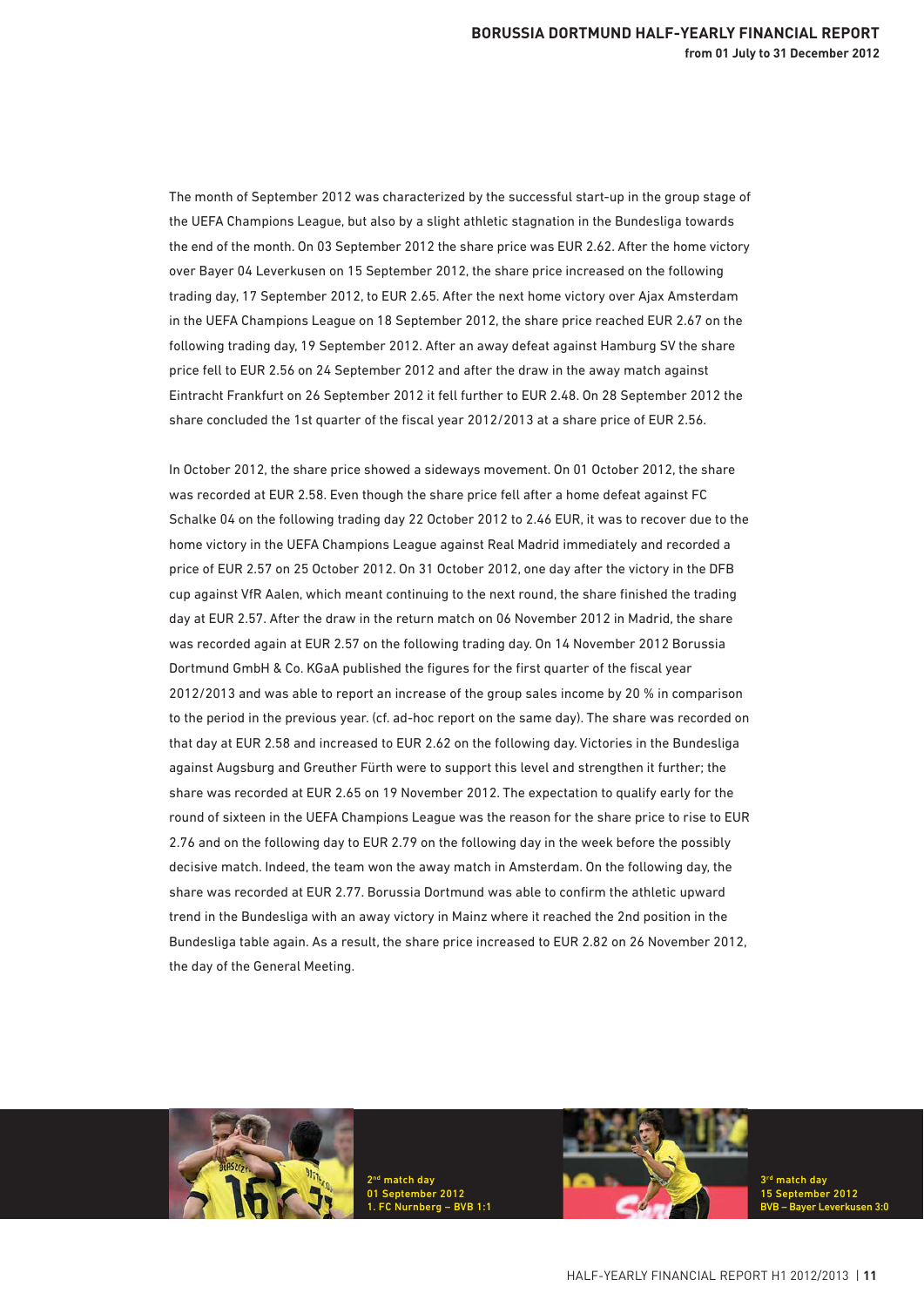The month of September 2012 was characterized by the successful start-up in the group stage of the UEFA Champions League, but also by a slight athletic stagnation in the Bundesliga towards the end of the month. On 03 September 2012 the share price was EUR 2.62. After the home victory over Bayer 04 Leverkusen on 15 September 2012, the share price increased on the following trading day, 17 September 2012, to EUR 2.65. After the next home victory over Ajax Amsterdam in the UEFA Champions League on 18 September 2012, the share price reached EUR 2.67 on the following trading day, 19 September 2012. After an away defeat against Hamburg SV the share price fell to EUR 2.56 on 24 September 2012 and after the draw in the away match against Eintracht Frankfurt on 26 September 2012 it fell further to EUR 2.48. On 28 September 2012 the share concluded the 1st quarter of the fiscal year 2012/2013 at a share price of EUR 2.56.

In October 2012, the share price showed a sideways movement. On 01 October 2012, the share was recorded at EUR 2.58. Even though the share price fell after a home defeat against FC Schalke 04 on the following trading day 22 October 2012 to 2.46 EUR, it was to recover due to the home victory in the UEFA Champions League against Real Madrid immediately and recorded a price of EUR 2.57 on 25 October 2012. On 31 October 2012, one day after the victory in the DFB cup against VfR Aalen, which meant continuing to the next round, the share finished the trading day at EUR 2.57. After the draw in the return match on 06 November 2012 in Madrid, the share was recorded again at EUR 2.57 on the following trading day. On 14 November 2012 Borussia Dortmund GmbH & Co. KGaA published the figures for the first quarter of the fiscal year 2012/2013 and was able to report an increase of the group sales income by 20 % in comparison to the period in the previous year. (cf. ad-hoc report on the same day). The share was recorded on that day at EUR 2.58 and increased to EUR 2.62 on the following day. Victories in the Bundesliga against Augsburg and Greuther Fürth were to support this level and strengthen it further; the share was recorded at EUR 2.65 on 19 November 2012. The expectation to qualify early for the round of sixteen in the UEFA Champions League was the reason for the share price to rise to EUR 2.76 and on the following day to EUR 2.79 on the following day in the week before the possibly decisive match. Indeed, the team won the away match in Amsterdam. On the following day, the share was recorded at EUR 2.77. Borussia Dortmund was able to confirm the athletic upward trend in the Bundesliga with an away victory in Mainz where it reached the 2nd position in the Bundesliga table again. As a result, the share price increased to EUR 2.82 on 26 November 2012, the day of the General Meeting.

2nd match day
01 September 2012
1. FC Nurnberg – BVB 1:1

3rd match day
15 September 2012
BVB – Bayer Leverkusen 3:0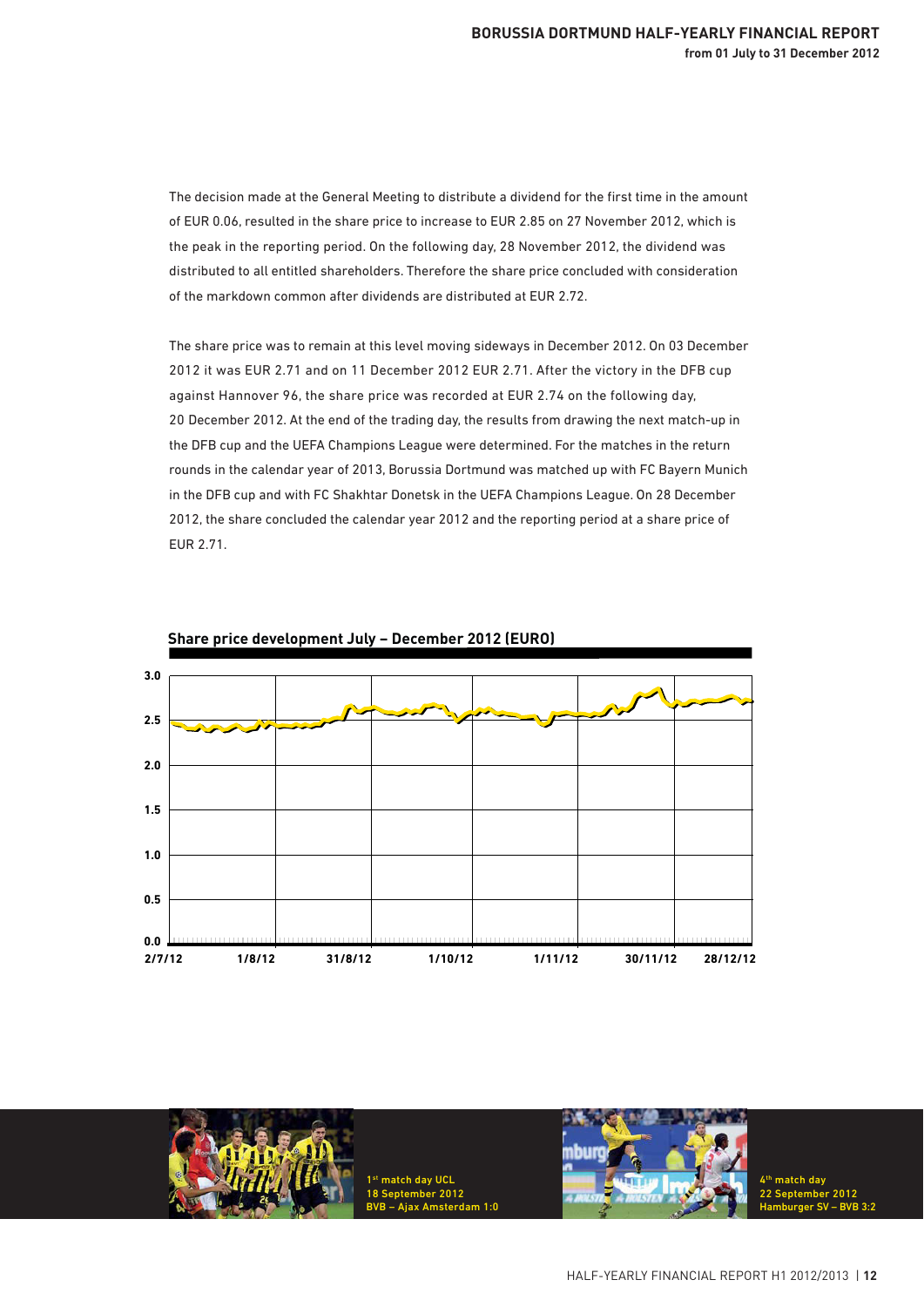The decision made at the General Meeting to distribute a dividend for the first time in the amount of EUR 0.06, resulted in the share price to increase to EUR 2.85 on 27 November 2012, which is the peak in the reporting period. On the following day, 28 November 2012, the dividend was distributed to all entitled shareholders. Therefore the share price concluded with consideration of the markdown common after dividends are distributed at EUR 2.72.

The share price was to remain at this level moving sideways in December 2012. On 03 December 2012 it was EUR 2.71 and on 11 December 2012 EUR 2.71. After the victory in the DFB cup against Hannover 96, the share price was recorded at EUR 2.74 on the following day, 20 December 2012. At the end of the trading day, the results from drawing the next match-up in the DFB cup and the UEFA Champions League were determined. For the matches in the return rounds in the calendar year of 2013, Borussia Dortmund was matched up with FC Bayern Munich in the DFB cup and with FC Shakhtar Donetsk in the UEFA Champions League. On 28 December 2012, the share concluded the calendar year 2012 and the reporting period at a share price of EUR 2.71.

**Share price development July – December 2012 (EURO)**

1st match day UCL
18 September 2012
BVB – Ajax Amsterdam 1:0

4th match day
22 September 2012
Hamburger SV – BVB 3:2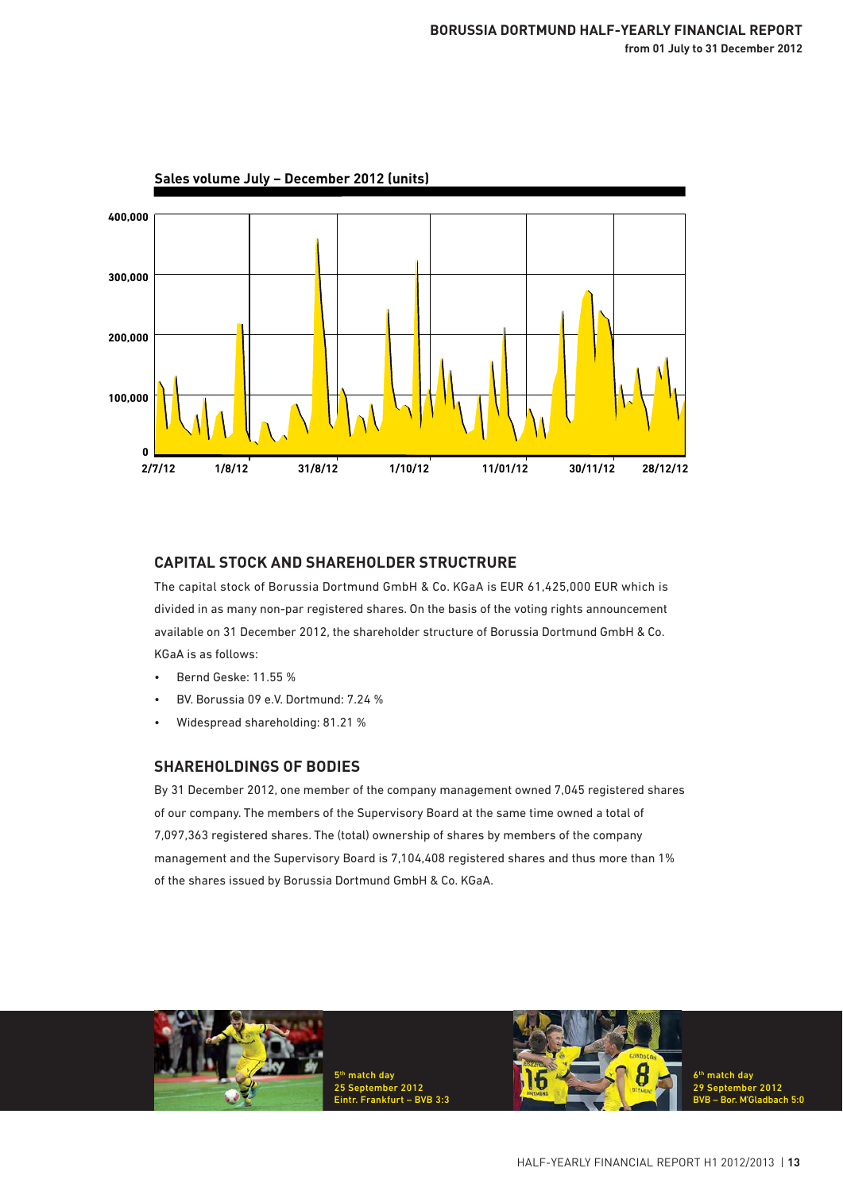**Sales volume July – December 2012 (units)**

400,000
300,000
200,000
100,000
0

2/7/12 1/8/12 31/8/12 1/10/12 11/01/12 30/11/12 28/12/12

## CAPITAL STOCK AND SHAREHOLDER STRUCTRURE

The capital stock of Borussia Dortmund GmbH & Co. KGaA is EUR 61,425,000 EUR which is divided in as many non-par registered shares. On the basis of the voting rights announcement available on 31 December 2012, the shareholder structure of Borussia Dortmund GmbH & Co. KGaA is as follows:

- Bernd Geske: 11.55 %
- BV. Borussia 09 e.V. Dortmund: 7.24 %
- Widespread shareholding: 81.21 %

## SHAREHOLDINGS OF BODIES

By 31 December 2012, one member of the company management owned 7,045 registered shares of our company. The members of the Supervisory Board at the same time owned a total of 7,097,363 registered shares. The (total) ownership of shares by members of the company management and the Supervisory Board is 7,104,408 registered shares and thus more than 1% of the shares issued by Borussia Dortmund GmbH & Co. KGaA.

5th match day
25 September 2012
Eintr. Frankfurt – BVB 3:3

6th match day
29 September 2012
BVB – Bor. M'Gladbach 5:0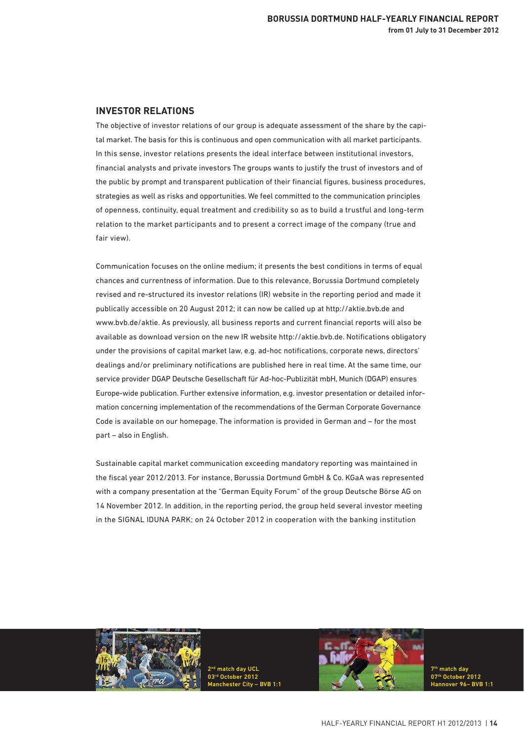## INVESTOR RELATIONS

The objective of investor relations of our group is adequate assessment of the share by the capital market. The basis for this is continuous and open communication with all market participants. In this sense, investor relations presents the ideal interface between institutional investors, financial analysts and private investors The groups wants to justify the trust of investors and of the public by prompt and transparent publication of their financial figures, business procedures, strategies as well as risks and opportunities. We feel committed to the communication principles of openness, continuity, equal treatment and credibility so as to build a trustful and long-term relation to the market participants and to present a correct image of the company (true and fair view).

Communication focuses on the online medium; it presents the best conditions in terms of equal chances and currentness of information. Due to this relevance, Borussia Dortmund completely revised and re-structured its investor relations (IR) website in the reporting period and made it publically accessible on 20 August 2012; it can now be called up at http://aktie.bvb.de and www.bvb.de/aktie. As previously, all business reports and current financial reports will also be available as download version on the new IR website http://aktie.bvb.de. Notifications obligatory under the provisions of capital market law, e.g. ad-hoc notifications, corporate news, directors' dealings and/or preliminary notifications are published here in real time. At the same time, our service provider DGAP Deutsche Gesellschaft für Ad-hoc-Publizität mbH, Munich (DGAP) ensures Europe-wide publication. Further extensive information, e.g. investor presentation or detailed information concerning implementation of the recommendations of the German Corporate Governance Code is available on our homepage. The information is provided in German and – for the most part – also in English.

Sustainable capital market communication exceeding mandatory reporting was maintained in the fiscal year 2012/2013. For instance, Borussia Dortmund GmbH & Co. KGaA was represented with a company presentation at the "German Equity Forum" of the group Deutsche Börse AG on 14 November 2012. In addition, in the reporting period, the group held several investor meeting in the SIGNAL IDUNA PARK; on 24 October 2012 in cooperation with the banking institution

2nd match day UCL
03rd October 2012
Manchester City – BVB 1:1

7th match day
07th October 2012
Hannover 96– BVB 1:1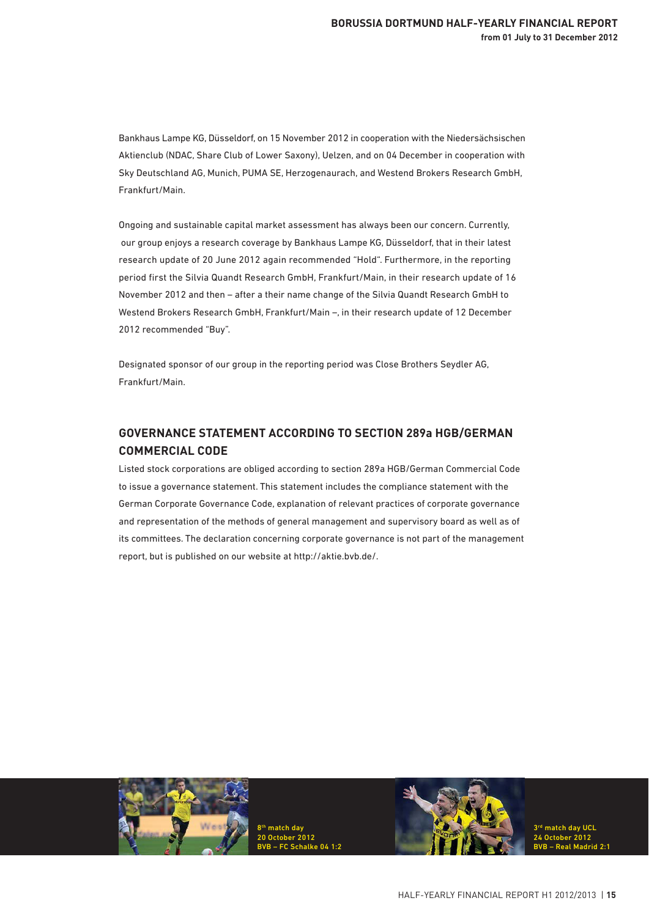Bankhaus Lampe KG, Düsseldorf, on 15 November 2012 in cooperation with the Niedersächsischen Aktienclub (NDAC, Share Club of Lower Saxony), Uelzen, and on 04 December in cooperation with Sky Deutschland AG, Munich, PUMA SE, Herzogenaurach, and Westend Brokers Research GmbH, Frankfurt/Main.

Ongoing and sustainable capital market assessment has always been our concern. Currently, our group enjoys a research coverage by Bankhaus Lampe KG, Düsseldorf, that in their latest research update of 20 June 2012 again recommended "Hold". Furthermore, in the reporting period first the Silvia Quandt Research GmbH, Frankfurt/Main, in their research update of 16 November 2012 and then – after a their name change of the Silvia Quandt Research GmbH to Westend Brokers Research GmbH, Frankfurt/Main –, in their research update of 12 December 2012 recommended "Buy".

Designated sponsor of our group in the reporting period was Close Brothers Seydler AG, Frankfurt/Main.

## GOVERNANCE STATEMENT ACCORDING TO SECTION 289a HGB/GERMAN COMMERCIAL CODE

Listed stock corporations are obliged according to section 289a HGB/German Commercial Code to issue a governance statement. This statement includes the compliance statement with the German Corporate Governance Code, explanation of relevant practices of corporate governance and representation of the methods of general management and supervisory board as well as of its committees. The declaration concerning corporate governance is not part of the management report, but is published on our website at http://aktie.bvb.de/.

8th match day
20 October 2012
BVB – FC Schalke 04 1:2

3rd match day UCL
24 October 2012
BVB – Real Madrid 2:1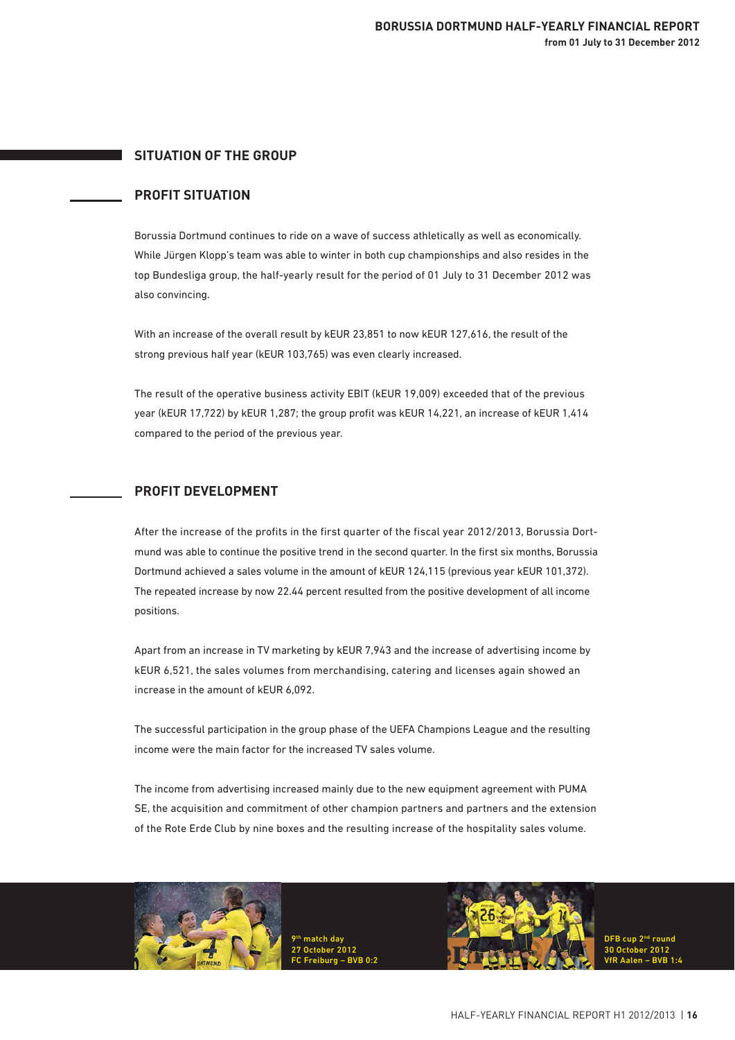## SITUATION OF THE GROUP

### PROFIT SITUATION

Borussia Dortmund continues to ride on a wave of success athletically as well as economically. While Jürgen Klopp's team was able to winter in both cup championships and also resides in the top Bundesliga group, the half-yearly result for the period of 01 July to 31 December 2012 was also convincing.

With an increase of the overall result by kEUR 23,851 to now kEUR 127,616, the result of the strong previous half year (kEUR 103,765) was even clearly increased.

The result of the operative business activity EBIT (kEUR 19,009) exceeded that of the previous year (kEUR 17,722) by kEUR 1,287; the group profit was kEUR 14,221, an increase of kEUR 1,414 compared to the period of the previous year.

### PROFIT DEVELOPMENT

After the increase of the profits in the first quarter of the fiscal year 2012/2013, Borussia Dortmund was able to continue the positive trend in the second quarter. In the first six months, Borussia Dortmund achieved a sales volume in the amount of kEUR 124,115 (previous year kEUR 101,372). The repeated increase by now 22.44 percent resulted from the positive development of all income positions.

Apart from an increase in TV marketing by kEUR 7,943 and the increase of advertising income by kEUR 6,521, the sales volumes from merchandising, catering and licenses again showed an increase in the amount of kEUR 6,092.

The successful participation in the group phase of the UEFA Champions League and the resulting income were the main factor for the increased TV sales volume.

The income from advertising increased mainly due to the new equipment agreement with PUMA SE, the acquisition and commitment of other champion partners and partners and the extension of the Rote Erde Club by nine boxes and the resulting increase of the hospitality sales volume.

9th match day
27 October 2012
FC Freiburg – BVB 0:2

DFB cup 2nd round
30 October 2012
VfR Aalen – BVB 1:4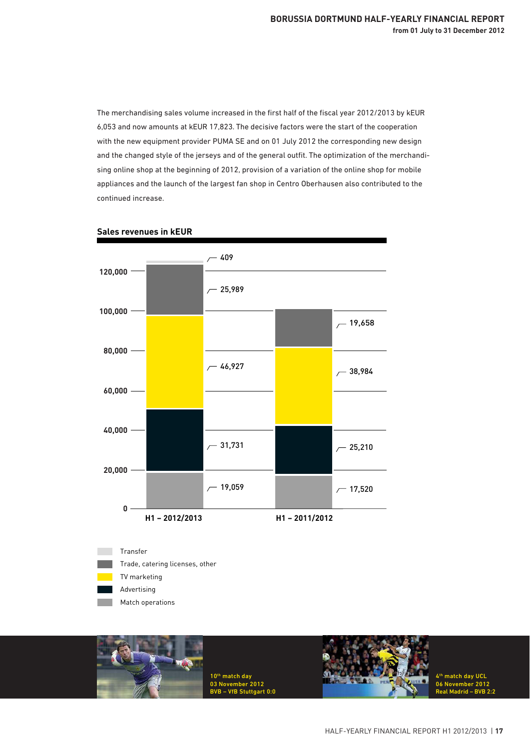The merchandising sales volume increased in the first half of the fiscal year 2012/2013 by kEUR 6,053 and now amounts at kEUR 17,823. The decisive factors were the start of the cooperation with the new equipment provider PUMA SE and on 01 July 2012 the corresponding new design and the changed style of the jerseys and of the general outfit. The optimization of the merchandising online shop at the beginning of 2012, provision of a variation of the online shop for mobile appliances and the launch of the largest fan shop in Centro Oberhausen also contributed to the continued increase.

**Sales revenues in kEUR**

| | H1 – 2012/2013 | H1 – 2011/2012 |
|---|---|---|
| Transfer | 409 | |
| Trade, catering licenses, other | 25,989 | 19,658 |
| TV marketing | 46,927 | 38,984 |
| Advertising | 31,731 | 25,210 |
| Match operations | 19,059 | 17,520 |

10th match day
03 November 2012
BVB – VfB Stuttgart 0:0

4th match day UCL
06 November 2012
Real Madrid – BVB 2:2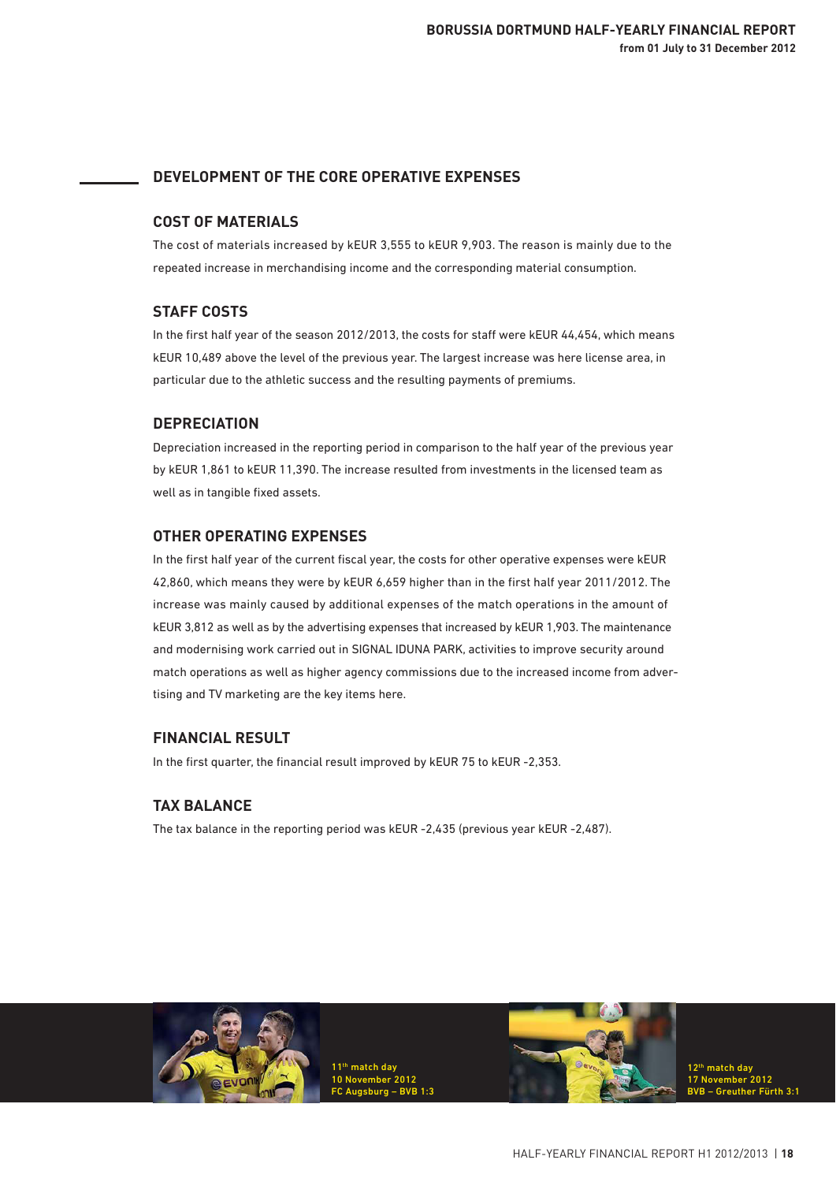## DEVELOPMENT OF THE CORE OPERATIVE EXPENSES

### COST OF MATERIALS

The cost of materials increased by kEUR 3,555 to kEUR 9,903. The reason is mainly due to the repeated increase in merchandising income and the corresponding material consumption.

### STAFF COSTS

In the first half year of the season 2012/2013, the costs for staff were kEUR 44,454, which means kEUR 10,489 above the level of the previous year. The largest increase was here license area, in particular due to the athletic success and the resulting payments of premiums.

### DEPRECIATION

Depreciation increased in the reporting period in comparison to the half year of the previous year by kEUR 1,861 to kEUR 11,390. The increase resulted from investments in the licensed team as well as in tangible fixed assets.

### OTHER OPERATING EXPENSES

In the first half year of the current fiscal year, the costs for other operative expenses were kEUR 42,860, which means they were by kEUR 6,659 higher than in the first half year 2011/2012. The increase was mainly caused by additional expenses of the match operations in the amount of kEUR 3,812 as well as by the advertising expenses that increased by kEUR 1,903. The maintenance and modernising work carried out in SIGNAL IDUNA PARK, activities to improve security around match operations as well as higher agency commissions due to the increased income from advertising and TV marketing are the key items here.

### FINANCIAL RESULT

In the first quarter, the financial result improved by kEUR 75 to kEUR -2,353.

### TAX BALANCE

The tax balance in the reporting period was kEUR -2,435 (previous year kEUR -2,487).

11th match day
10 November 2012
FC Augsburg – BVB 1:3

12th match day
17 November 2012
BVB – Greuther Fürth 3:1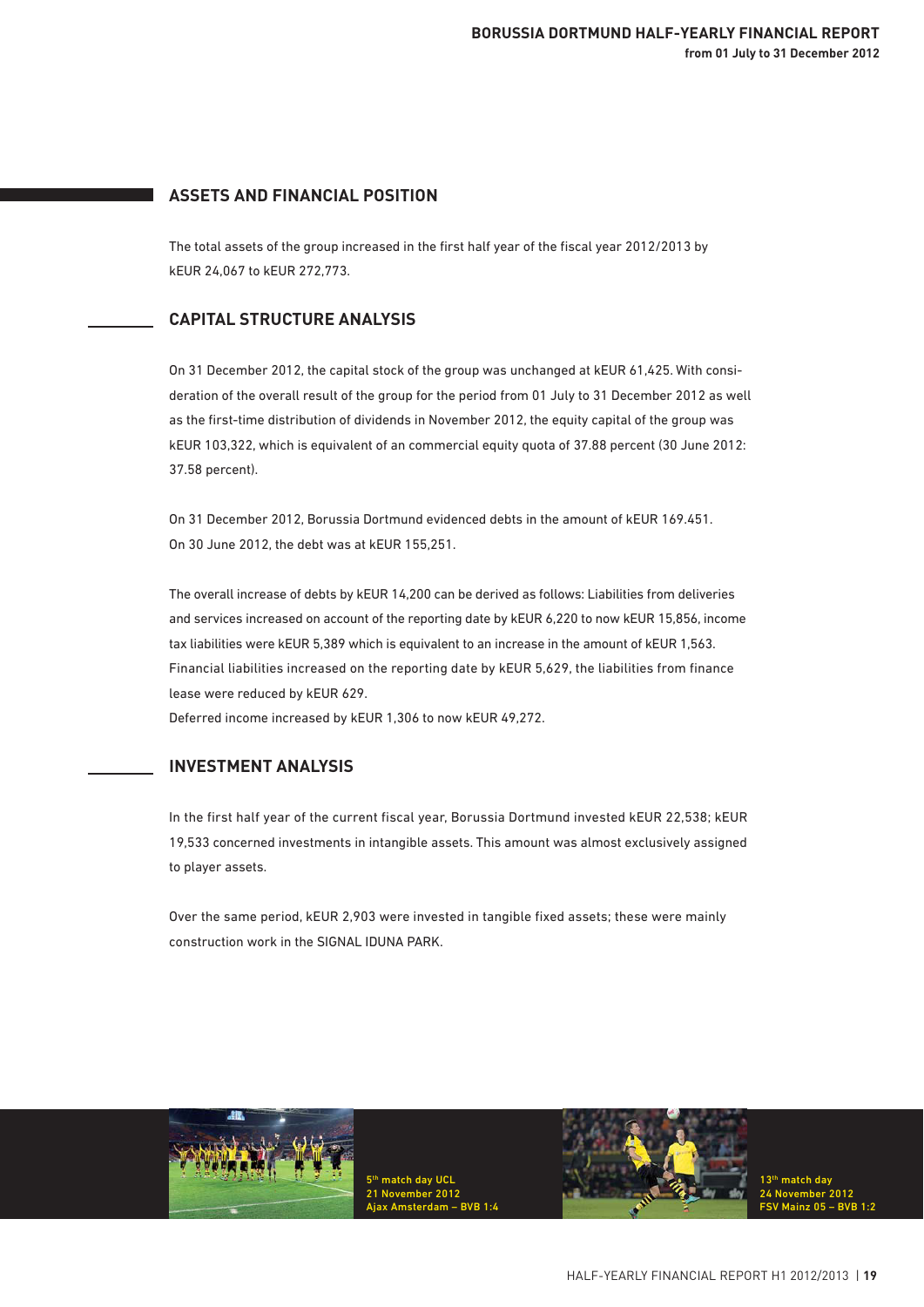## ASSETS AND FINANCIAL POSITION

The total assets of the group increased in the first half year of the fiscal year 2012/2013 by kEUR 24,067 to kEUR 272,773.

## CAPITAL STRUCTURE ANALYSIS

On 31 December 2012, the capital stock of the group was unchanged at kEUR 61,425. With consideration of the overall result of the group for the period from 01 July to 31 December 2012 as well as the first-time distribution of dividends in November 2012, the equity capital of the group was kEUR 103,322, which is equivalent of an commercial equity quota of 37.88 percent (30 June 2012: 37.58 percent).

On 31 December 2012, Borussia Dortmund evidenced debts in the amount of kEUR 169.451. On 30 June 2012, the debt was at kEUR 155,251.

The overall increase of debts by kEUR 14,200 can be derived as follows: Liabilities from deliveries and services increased on account of the reporting date by kEUR 6,220 to now kEUR 15,856, income tax liabilities were kEUR 5,389 which is equivalent to an increase in the amount of kEUR 1,563. Financial liabilities increased on the reporting date by kEUR 5,629, the liabilities from finance lease were reduced by kEUR 629.
Deferred income increased by kEUR 1,306 to now kEUR 49,272.

## INVESTMENT ANALYSIS

In the first half year of the current fiscal year, Borussia Dortmund invested kEUR 22,538; kEUR 19,533 concerned investments in intangible assets. This amount was almost exclusively assigned to player assets.

Over the same period, kEUR 2,903 were invested in tangible fixed assets; these were mainly construction work in the SIGNAL IDUNA PARK.

5th match day UCL
21 November 2012
Ajax Amsterdam – BVB 1:4

13th match day
24 November 2012
FSV Mainz 05 – BVB 1:2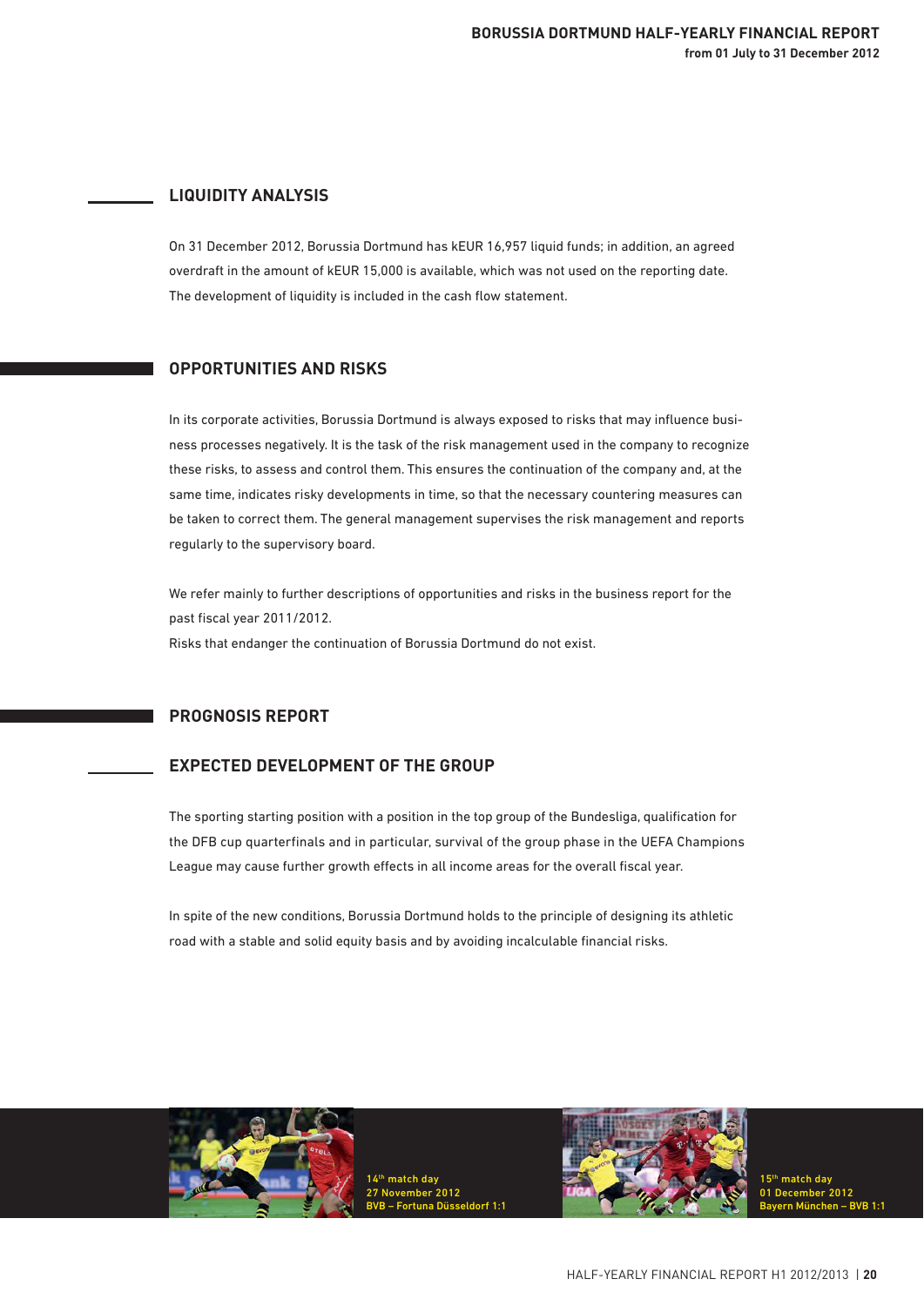## LIQUIDITY ANALYSIS

On 31 December 2012, Borussia Dortmund has kEUR 16,957 liquid funds; in addition, an agreed overdraft in the amount of kEUR 15,000 is available, which was not used on the reporting date. The development of liquidity is included in the cash flow statement.

## OPPORTUNITIES AND RISKS

In its corporate activities, Borussia Dortmund is always exposed to risks that may influence business processes negatively. It is the task of the risk management used in the company to recognize these risks, to assess and control them. This ensures the continuation of the company and, at the same time, indicates risky developments in time, so that the necessary countering measures can be taken to correct them. The general management supervises the risk management and reports regularly to the supervisory board.

We refer mainly to further descriptions of opportunities and risks in the business report for the past fiscal year 2011/2012.
Risks that endanger the continuation of Borussia Dortmund do not exist.

## PROGNOSIS REPORT

### EXPECTED DEVELOPMENT OF THE GROUP

The sporting starting position with a position in the top group of the Bundesliga, qualification for the DFB cup quarterfinals and in particular, survival of the group phase in the UEFA Champions League may cause further growth effects in all income areas for the overall fiscal year.

In spite of the new conditions, Borussia Dortmund holds to the principle of designing its athletic road with a stable and solid equity basis and by avoiding incalculable financial risks.

14th match day
27 November 2012
BVB – Fortuna Düsseldorf 1:1

15th match day
01 December 2012
Bayern München – BVB 1:1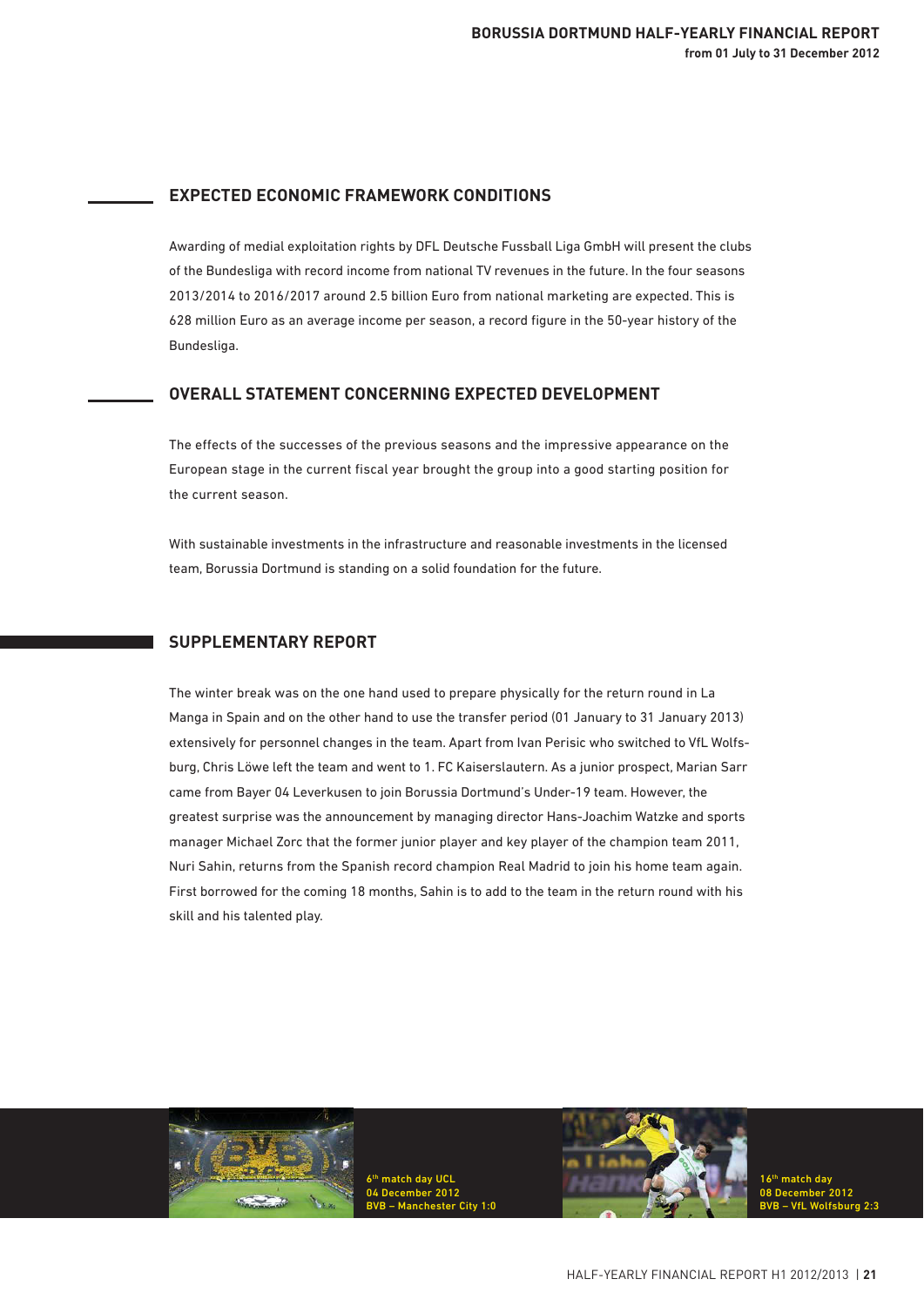## EXPECTED ECONOMIC FRAMEWORK CONDITIONS

Awarding of medial exploitation rights by DFL Deutsche Fussball Liga GmbH will present the clubs of the Bundesliga with record income from national TV revenues in the future. In the four seasons 2013/2014 to 2016/2017 around 2.5 billion Euro from national marketing are expected. This is 628 million Euro as an average income per season, a record figure in the 50-year history of the Bundesliga.

## OVERALL STATEMENT CONCERNING EXPECTED DEVELOPMENT

The effects of the successes of the previous seasons and the impressive appearance on the European stage in the current fiscal year brought the group into a good starting position for the current season.

With sustainable investments in the infrastructure and reasonable investments in the licensed team, Borussia Dortmund is standing on a solid foundation for the future.

## SUPPLEMENTARY REPORT

The winter break was on the one hand used to prepare physically for the return round in La Manga in Spain and on the other hand to use the transfer period (01 January to 31 January 2013) extensively for personnel changes in the team. Apart from Ivan Perisic who switched to VfL Wolfsburg, Chris Löwe left the team and went to 1. FC Kaiserslautern. As a junior prospect, Marian Sarr came from Bayer 04 Leverkusen to join Borussia Dortmund's Under-19 team. However, the greatest surprise was the announcement by managing director Hans-Joachim Watzke and sports manager Michael Zorc that the former junior player and key player of the champion team 2011, Nuri Sahin, returns from the Spanish record champion Real Madrid to join his home team again. First borrowed for the coming 18 months, Sahin is to add to the team in the return round with his skill and his talented play.

6th match day UCL
04 December 2012
BVB – Manchester City 1:0

16th match day
08 December 2012
BVB – VfL Wolfsburg 2:3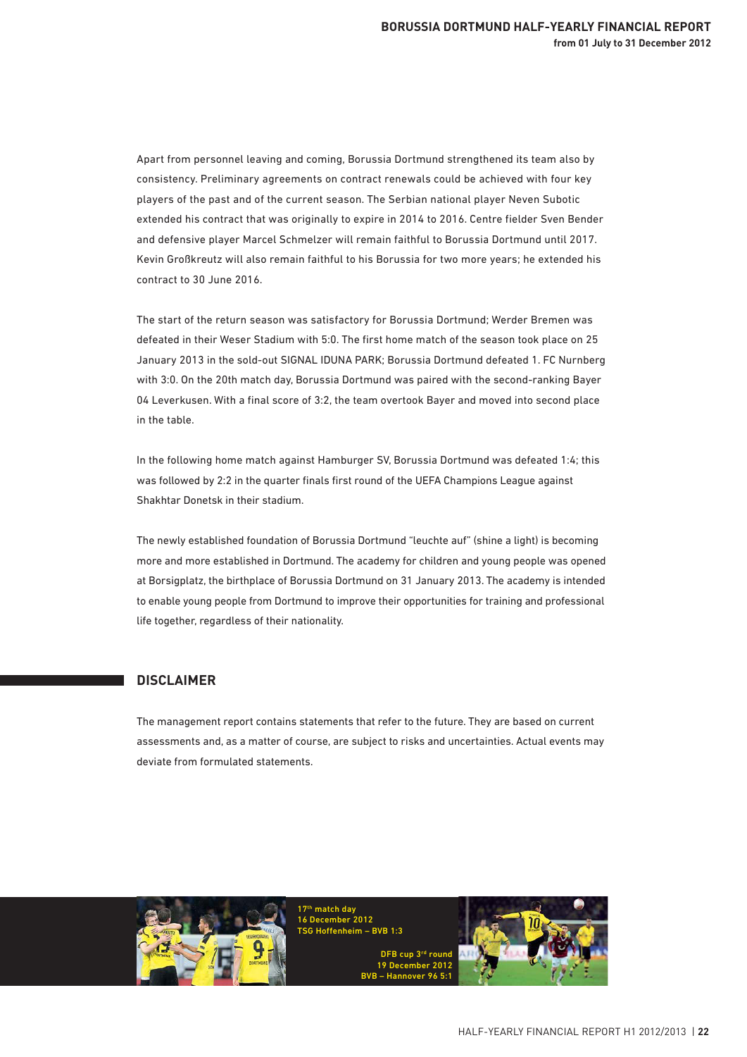Apart from personnel leaving and coming, Borussia Dortmund strengthened its team also by consistency. Preliminary agreements on contract renewals could be achieved with four key players of the past and of the current season. The Serbian national player Neven Subotic extended his contract that was originally to expire in 2014 to 2016. Centre fielder Sven Bender and defensive player Marcel Schmelzer will remain faithful to Borussia Dortmund until 2017. Kevin Großkreutz will also remain faithful to his Borussia for two more years; he extended his contract to 30 June 2016.

The start of the return season was satisfactory for Borussia Dortmund; Werder Bremen was defeated in their Weser Stadium with 5:0. The first home match of the season took place on 25 January 2013 in the sold-out SIGNAL IDUNA PARK; Borussia Dortmund defeated 1. FC Nurnberg with 3:0. On the 20th match day, Borussia Dortmund was paired with the second-ranking Bayer 04 Leverkusen. With a final score of 3:2, the team overtook Bayer and moved into second place in the table.

In the following home match against Hamburger SV, Borussia Dortmund was defeated 1:4; this was followed by 2:2 in the quarter finals first round of the UEFA Champions League against Shakhtar Donetsk in their stadium.

The newly established foundation of Borussia Dortmund "leuchte auf" (shine a light) is becoming more and more established in Dortmund. The academy for children and young people was opened at Borsigplatz, the birthplace of Borussia Dortmund on 31 January 2013. The academy is intended to enable young people from Dortmund to improve their opportunities for training and professional life together, regardless of their nationality.

## DISCLAIMER

The management report contains statements that refer to the future. They are based on current assessments and, as a matter of course, are subject to risks and uncertainties. Actual events may deviate from formulated statements.

17th match day
16 December 2012
TSG Hoffenheim – BVB 1:3

DFB cup 3rd round
19 December 2012
BVB – Hannover 96 5:1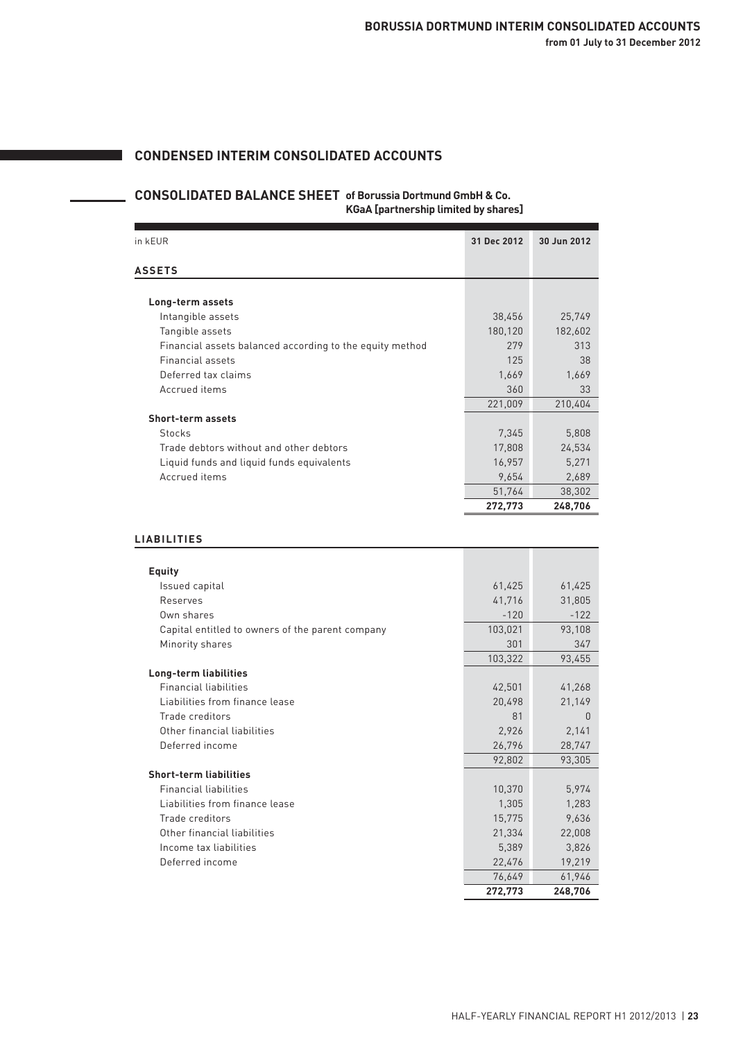## CONDENSED INTERIM CONSOLIDATED ACCOUNTS

### CONSOLIDATED BALANCE SHEET of Borussia Dortmund GmbH & Co. KGaA [partnership limited by shares]

| in kEUR | 31 Dec 2012 | 30 Jun 2012 |
|---|---|---|
| **ASSETS** | | |
| **Long-term assets** | | |
| Intangible assets | 38,456 | 25,749 |
| Tangible assets | 180,120 | 182,602 |
| Financial assets balanced according to the equity method | 279 | 313 |
| Financial assets | 125 | 38 |
| Deferred tax claims | 1,669 | 1,669 |
| Accrued items | 360 | 33 |
| | 221,009 | 210,404 |
| **Short-term assets** | | |
| Stocks | 7,345 | 5,808 |
| Trade debtors without and other debtors | 17,808 | 24,534 |
| Liquid funds and liquid funds equivalents | 16,957 | 5,271 |
| Accrued items | 9,654 | 2,689 |
| | 51,764 | 38,302 |
| | **272,773** | **248,706** |

| | 31 Dec 2012 | 30 Jun 2012 |
|---|---|---|
| **LIABILITIES** | | |
| **Equity** | | |
| Issued capital | 61,425 | 61,425 |
| Reserves | 41,716 | 31,805 |
| Own shares | -120 | -122 |
| Capital entitled to owners of the parent company | 103,021 | 93,108 |
| Minority shares | 301 | 347 |
| | 103,322 | 93,455 |
| **Long-term liabilities** | | |
| Financial liabilities | 42,501 | 41,268 |
| Liabilities from finance lease | 20,498 | 21,149 |
| Trade creditors | 81 | 0 |
| Other financial liabilities | 2,926 | 2,141 |
| Deferred income | 26,796 | 28,747 |
| | 92,802 | 93,305 |
| **Short-term liabilities** | | |
| Financial liabilities | 10,370 | 5,974 |
| Liabilities from finance lease | 1,305 | 1,283 |
| Trade creditors | 15,775 | 9,636 |
| Other financial liabilities | 21,334 | 22,008 |
| Income tax liabilities | 5,389 | 3,826 |
| Deferred income | 22,476 | 19,219 |
| | 76,649 | 61,946 |
| | **272,773** | **248,706** |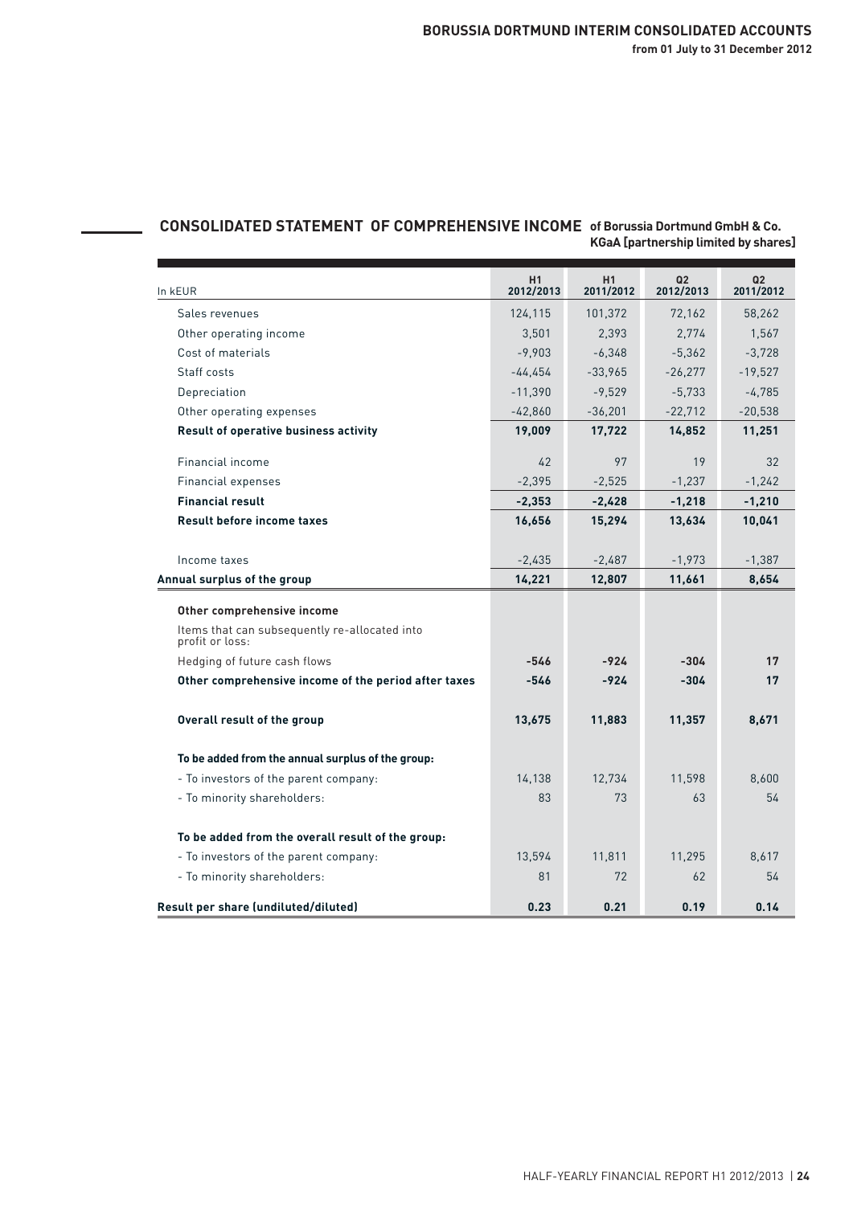## CONSOLIDATED STATEMENT OF COMPREHENSIVE INCOME of Borussia Dortmund GmbH & Co. KGaA [partnership limited by shares]

| In kEUR | H1 2012/2013 | H1 2011/2012 | Q2 2012/2013 | Q2 2011/2012 |
|---|---|---|---|---|
| Sales revenues | 124,115 | 101,372 | 72,162 | 58,262 |
| Other operating income | 3,501 | 2,393 | 2,774 | 1,567 |
| Cost of materials | -9,903 | -6,348 | -5,362 | -3,728 |
| Staff costs | -44,454 | -33,965 | -26,277 | -19,527 |
| Depreciation | -11,390 | -9,529 | -5,733 | -4,785 |
| Other operating expenses | -42,860 | -36,201 | -22,712 | -20,538 |
| **Result of operative business activity** | **19,009** | **17,722** | **14,852** | **11,251** |
| Financial income | 42 | 97 | 19 | 32 |
| Financial expenses | -2,395 | -2,525 | -1,237 | -1,242 |
| **Financial result** | **-2,353** | **-2,428** | **-1,218** | **-1,210** |
| **Result before income taxes** | **16,656** | **15,294** | **13,634** | **10,041** |
| Income taxes | -2,435 | -2,487 | -1,973 | -1,387 |
| **Annual surplus of the group** | **14,221** | **12,807** | **11,661** | **8,654** |
| **Other comprehensive income** | | | | |
| Items that can subsequently re-allocated into profit or loss: | | | | |
| Hedging of future cash flows | **-546** | **-924** | **-304** | **17** |
| **Other comprehensive income of the period after taxes** | **-546** | **-924** | **-304** | **17** |
| **Overall result of the group** | **13,675** | **11,883** | **11,357** | **8,671** |
| **To be added from the annual surplus of the group:** | | | | |
| - To investors of the parent company: | 14,138 | 12,734 | 11,598 | 8,600 |
| - To minority shareholders: | 83 | 73 | 63 | 54 |
| **To be added from the overall result of the group:** | | | | |
| - To investors of the parent company: | 13,594 | 11,811 | 11,295 | 8,617 |
| - To minority shareholders: | 81 | 72 | 62 | 54 |
| **Result per share (undiluted/diluted)** | **0.23** | **0.21** | **0.19** | **0.14** |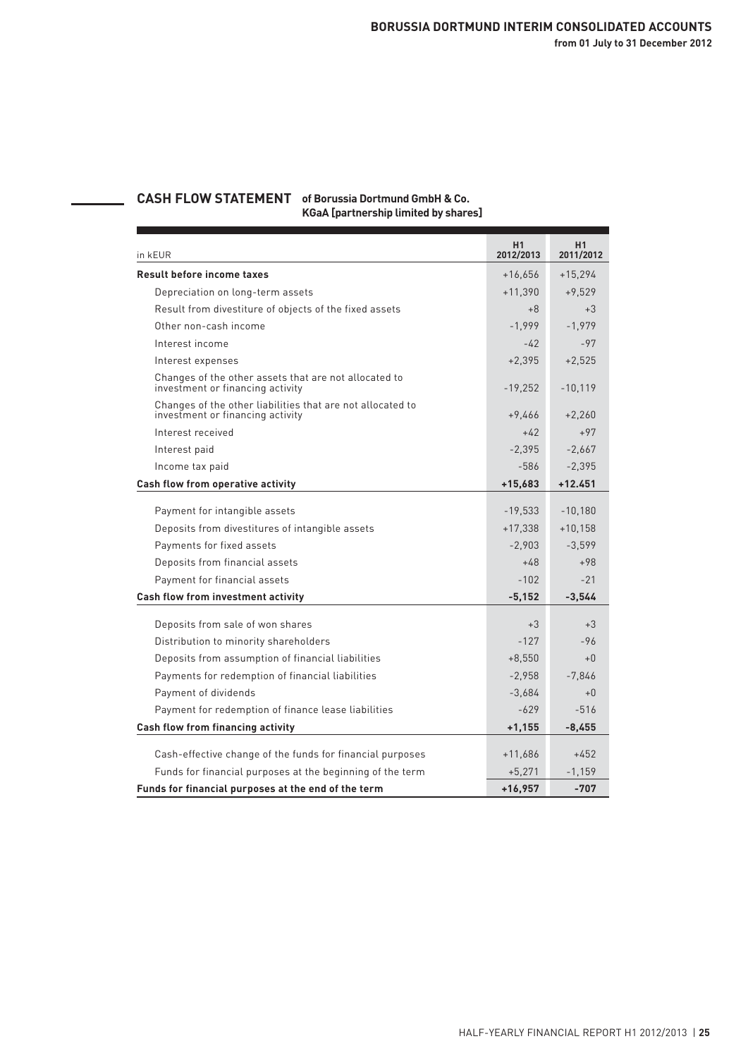## CASH FLOW STATEMENT of Borussia Dortmund GmbH & Co. KGaA [partnership limited by shares]

| in kEUR | H1 2012/2013 | H1 2011/2012 |
|---|---|---|
| **Result before income taxes** | +16,656 | +15,294 |
| Depreciation on long-term assets | +11,390 | +9,529 |
| Result from divestiture of objects of the fixed assets | +8 | +3 |
| Other non-cash income | -1,999 | -1,979 |
| Interest income | -42 | -97 |
| Interest expenses | +2,395 | +2,525 |
| Changes of the other assets that are not allocated to investment or financing activity | -19,252 | -10,119 |
| Changes of the other liabilities that are not allocated to investment or financing activity | +9,466 | +2,260 |
| Interest received | +42 | +97 |
| Interest paid | -2,395 | -2,667 |
| Income tax paid | -586 | -2,395 |
| **Cash flow from operative activity** | **+15,683** | **+12.451** |
| Payment for intangible assets | -19,533 | -10,180 |
| Deposits from divestitures of intangible assets | +17,338 | +10,158 |
| Payments for fixed assets | -2,903 | -3,599 |
| Deposits from financial assets | +48 | +98 |
| Payment for financial assets | -102 | -21 |
| **Cash flow from investment activity** | **-5,152** | **-3,544** |
| Deposits from sale of won shares | +3 | +3 |
| Distribution to minority shareholders | -127 | -96 |
| Deposits from assumption of financial liabilities | +8,550 | +0 |
| Payments for redemption of financial liabilities | -2,958 | -7,846 |
| Payment of dividends | -3,684 | +0 |
| Payment for redemption of finance lease liabilities | -629 | -516 |
| **Cash flow from financing activity** | **+1,155** | **-8,455** |
| Cash-effective change of the funds for financial purposes | +11,686 | +452 |
| Funds for financial purposes at the beginning of the term | +5,271 | -1,159 |
| **Funds for financial purposes at the end of the term** | **+16,957** | **-707** |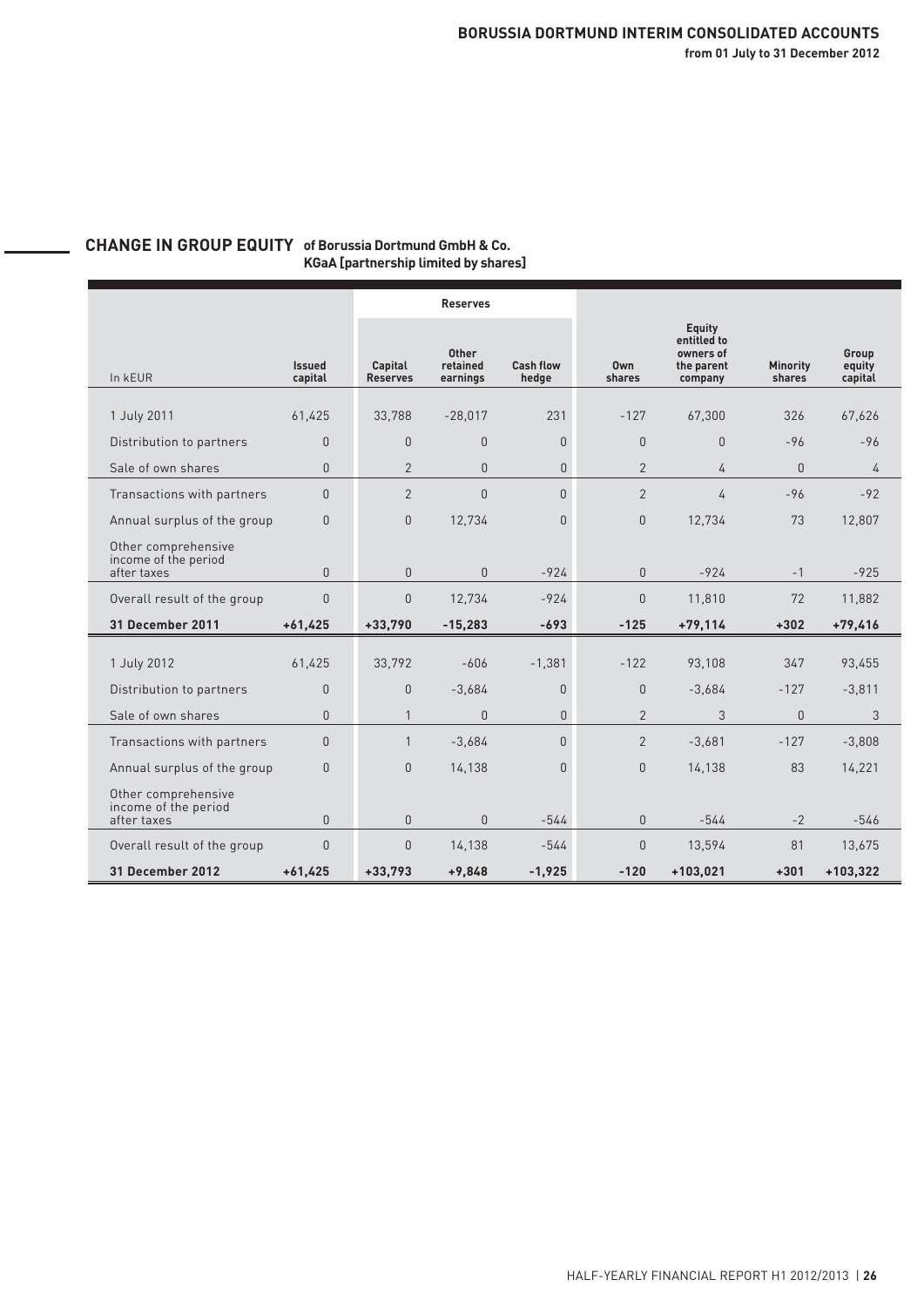## CHANGE IN GROUP EQUITY of Borussia Dortmund GmbH & Co. KGaA [partnership limited by shares]

| In kEUR | Issued capital | Reserves | | | Own shares | Equity entitled to owners of the parent company | Minority shares | Group equity capital |
|---|---|---|---|---|---|---|---|---|
| | | Capital Reserves | Other retained earnings | Cash flow hedge | | | | |
| 1 July 2011 | 61,425 | 33,788 | -28,017 | 231 | -127 | 67,300 | 326 | 67,626 |
| Distribution to partners | 0 | 0 | 0 | 0 | 0 | 0 | -96 | -96 |
| Sale of own shares | 0 | 2 | 0 | 0 | 2 | 4 | 0 | 4 |
| Transactions with partners | 0 | 2 | 0 | 0 | 2 | 4 | -96 | -92 |
| Annual surplus of the group | 0 | 0 | 12,734 | 0 | 0 | 12,734 | 73 | 12,807 |
| Other comprehensive income of the period after taxes | 0 | 0 | 0 | -924 | 0 | -924 | -1 | -925 |
| Overall result of the group | 0 | 0 | 12,734 | -924 | 0 | 11,810 | 72 | 11,882 |
| **31 December 2011** | **+61,425** | **+33,790** | **-15,283** | **-693** | **-125** | **+79,114** | **+302** | **+79,416** |
| 1 July 2012 | 61,425 | 33,792 | -606 | -1,381 | -122 | 93,108 | 347 | 93,455 |
| Distribution to partners | 0 | 0 | -3,684 | 0 | 0 | -3,684 | -127 | -3,811 |
| Sale of own shares | 0 | 1 | 0 | 0 | 2 | 3 | 0 | 3 |
| Transactions with partners | 0 | 1 | -3,684 | 0 | 2 | -3,681 | -127 | -3,808 |
| Annual surplus of the group | 0 | 0 | 14,138 | 0 | 0 | 14,138 | 83 | 14,221 |
| Other comprehensive income of the period after taxes | 0 | 0 | 0 | -544 | 0 | -544 | -2 | -546 |
| Overall result of the group | 0 | 0 | 14,138 | -544 | 0 | 13,594 | 81 | 13,675 |
| **31 December 2012** | **+61,425** | **+33,793** | **+9,848** | **-1,925** | **-120** | **+103,021** | **+301** | **+103,322** |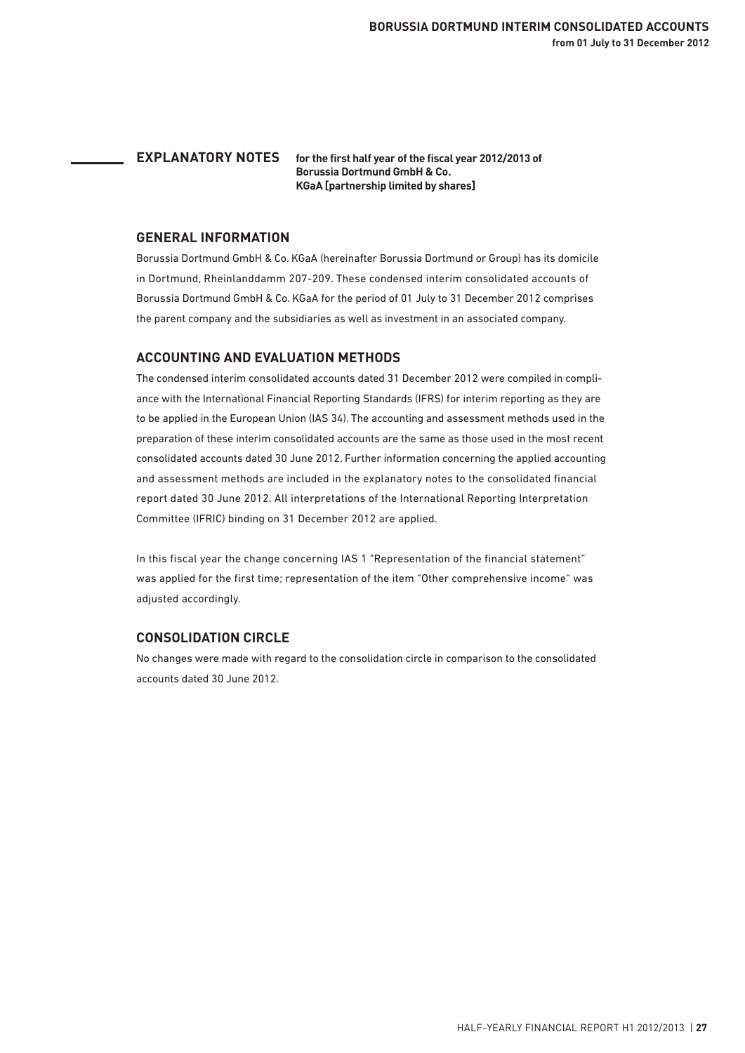## EXPLANATORY NOTES

**for the first half year of the fiscal year 2012/2013 of Borussia Dortmund GmbH & Co. KGaA [partnership limited by shares]**

### GENERAL INFORMATION

Borussia Dortmund GmbH & Co. KGaA (hereinafter Borussia Dortmund or Group) has its domicile in Dortmund, Rheinlanddamm 207-209. These condensed interim consolidated accounts of Borussia Dortmund GmbH & Co. KGaA for the period of 01 July to 31 December 2012 comprises the parent company and the subsidiaries as well as investment in an associated company.

### ACCOUNTING AND EVALUATION METHODS

The condensed interim consolidated accounts dated 31 December 2012 were compiled in compliance with the International Financial Reporting Standards (IFRS) for interim reporting as they are to be applied in the European Union (IAS 34). The accounting and assessment methods used in the preparation of these interim consolidated accounts are the same as those used in the most recent consolidated accounts dated 30 June 2012. Further information concerning the applied accounting and assessment methods are included in the explanatory notes to the consolidated financial report dated 30 June 2012. All interpretations of the International Reporting Interpretation Committee (IFRIC) binding on 31 December 2012 are applied.

In this fiscal year the change concerning IAS 1 "Representation of the financial statement" was applied for the first time; representation of the item "Other comprehensive income" was adjusted accordingly.

### CONSOLIDATION CIRCLE

No changes were made with regard to the consolidation circle in comparison to the consolidated accounts dated 30 June 2012.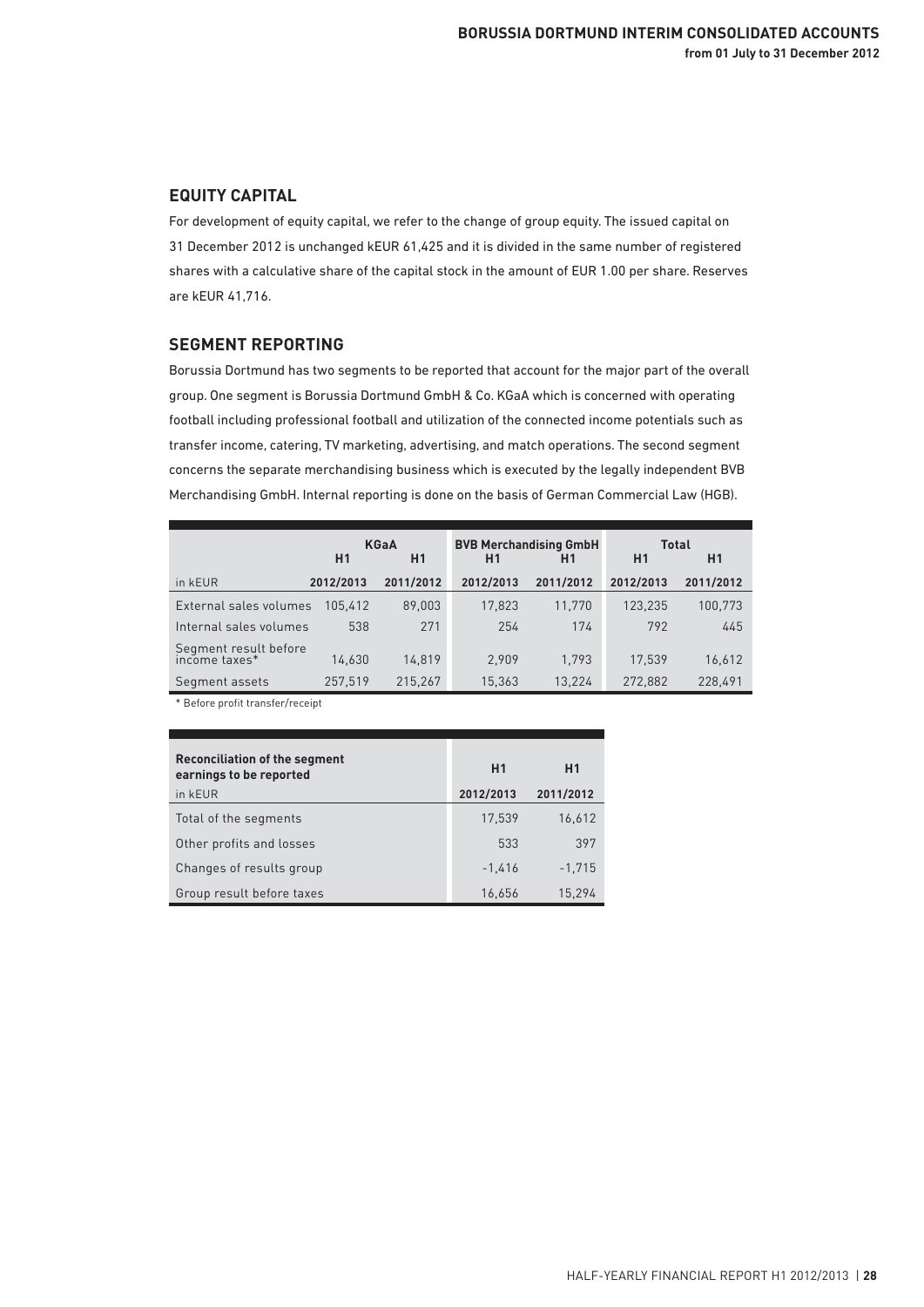## EQUITY CAPITAL

For development of equity capital, we refer to the change of group equity. The issued capital on 31 December 2012 is unchanged kEUR 61,425 and it is divided in the same number of registered shares with a calculative share of the capital stock in the amount of EUR 1.00 per share. Reserves are kEUR 41,716.

## SEGMENT REPORTING

Borussia Dortmund has two segments to be reported that account for the major part of the overall group. One segment is Borussia Dortmund GmbH & Co. KGaA which is concerned with operating football including professional football and utilization of the connected income potentials such as transfer income, catering, TV marketing, advertising, and match operations. The second segment concerns the separate merchandising business which is executed by the legally independent BVB Merchandising GmbH. Internal reporting is done on the basis of German Commercial Law (HGB).

| | KGaA | | BVB Merchandising GmbH | | Total | |
|---|---|---|---|---|---|---|
| | H1 | H1 | H1 | H1 | H1 | H1 |
| in kEUR | 2012/2013 | 2011/2012 | 2012/2013 | 2011/2012 | 2012/2013 | 2011/2012 |
| External sales volumes | 105,412 | 89,003 | 17,823 | 11,770 | 123,235 | 100,773 |
| Internal sales volumes | 538 | 271 | 254 | 174 | 792 | 445 |
| Segment result before income taxes* | 14,630 | 14,819 | 2,909 | 1,793 | 17,539 | 16,612 |
| Segment assets | 257,519 | 215,267 | 15,363 | 13,224 | 272,882 | 228,491 |

\* Before profit transfer/receipt

| Reconciliation of the segment earnings to be reported | H1 | H1 |
|---|---|---|
| in kEUR | 2012/2013 | 2011/2012 |
| Total of the segments | 17,539 | 16,612 |
| Other profits and losses | 533 | 397 |
| Changes of results group | -1,416 | -1,715 |
| Group result before taxes | 16,656 | 15,294 |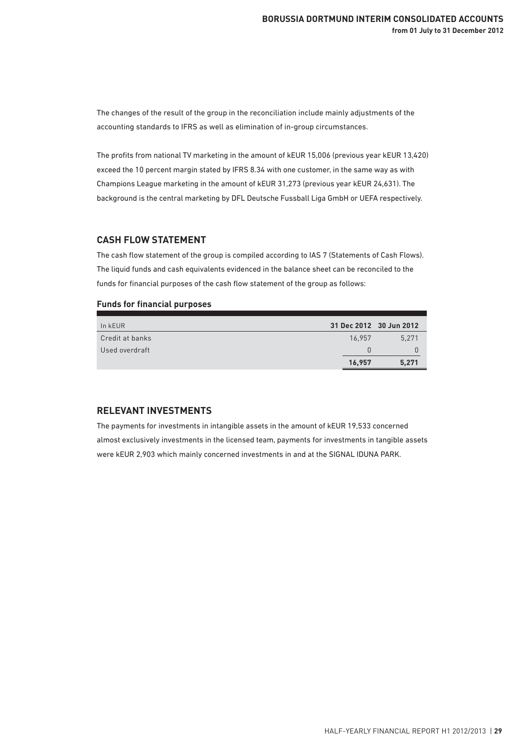The changes of the result of the group in the reconciliation include mainly adjustments of the accounting standards to IFRS as well as elimination of in-group circumstances.

The profits from national TV marketing in the amount of kEUR 15,006 (previous year kEUR 13,420) exceed the 10 percent margin stated by IFRS 8.34 with one customer, in the same way as with Champions League marketing in the amount of kEUR 31,273 (previous year kEUR 24,631). The background is the central marketing by DFL Deutsche Fussball Liga GmbH or UEFA respectively.

## CASH FLOW STATEMENT

The cash flow statement of the group is compiled according to IAS 7 (Statements of Cash Flows). The liquid funds and cash equivalents evidenced in the balance sheet can be reconciled to the funds for financial purposes of the cash flow statement of the group as follows:

**Funds for financial purposes**

| In kEUR | 31 Dec 2012 | 30 Jun 2012 |
|---|---|---|
| Credit at banks | 16,957 | 5,271 |
| Used overdraft | 0 | 0 |
| | **16,957** | **5,271** |

## RELEVANT INVESTMENTS

The payments for investments in intangible assets in the amount of kEUR 19,533 concerned almost exclusively investments in the licensed team, payments for investments in tangible assets were kEUR 2,903 which mainly concerned investments in and at the SIGNAL IDUNA PARK.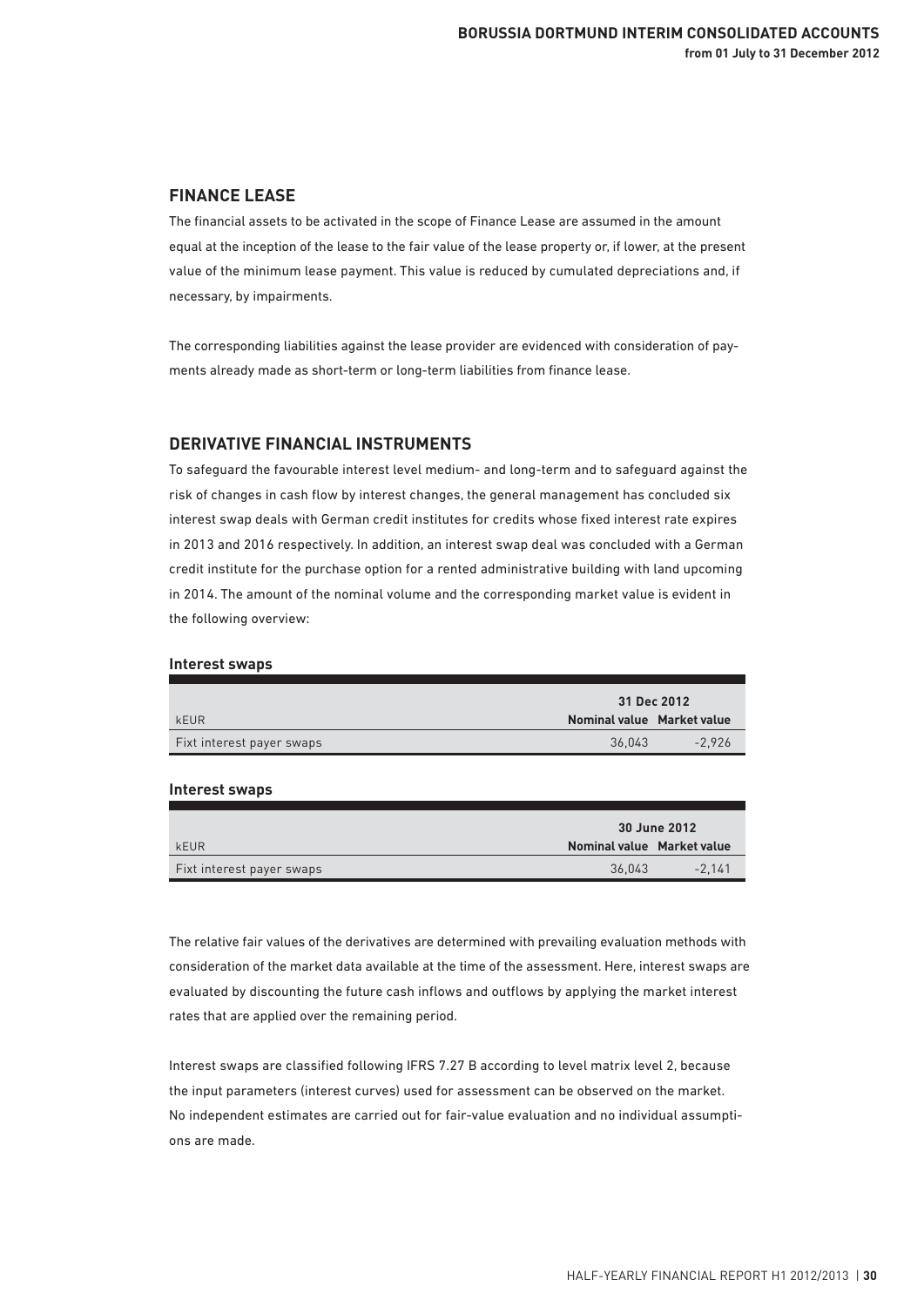## FINANCE LEASE

The financial assets to be activated in the scope of Finance Lease are assumed in the amount equal at the inception of the lease to the fair value of the lease property or, if lower, at the present value of the minimum lease payment. This value is reduced by cumulated depreciations and, if necessary, by impairments.

The corresponding liabilities against the lease provider are evidenced with consideration of payments already made as short-term or long-term liabilities from finance lease.

## DERIVATIVE FINANCIAL INSTRUMENTS

To safeguard the favourable interest level medium- and long-term and to safeguard against the risk of changes in cash flow by interest changes, the general management has concluded six interest swap deals with German credit institutes for credits whose fixed interest rate expires in 2013 and 2016 respectively. In addition, an interest swap deal was concluded with a German credit institute for the purchase option for a rented administrative building with land upcoming in 2014. The amount of the nominal volume and the corresponding market value is evident in the following overview:

**Interest swaps**

| | 31 Dec 2012 | |
|---|---|---|
| kEUR | Nominal value | Market value |
| Fixt interest payer swaps | 36,043 | -2,926 |

**Interest swaps**

| | 30 June 2012 | |
|---|---|---|
| kEUR | Nominal value | Market value |
| Fixt interest payer swaps | 36,043 | -2,141 |

The relative fair values of the derivatives are determined with prevailing evaluation methods with consideration of the market data available at the time of the assessment. Here, interest swaps are evaluated by discounting the future cash inflows and outflows by applying the market interest rates that are applied over the remaining period.

Interest swaps are classified following IFRS 7.27 B according to level matrix level 2, because the input parameters (interest curves) used for assessment can be observed on the market. No independent estimates are carried out for fair-value evaluation and no individual assumptions are made.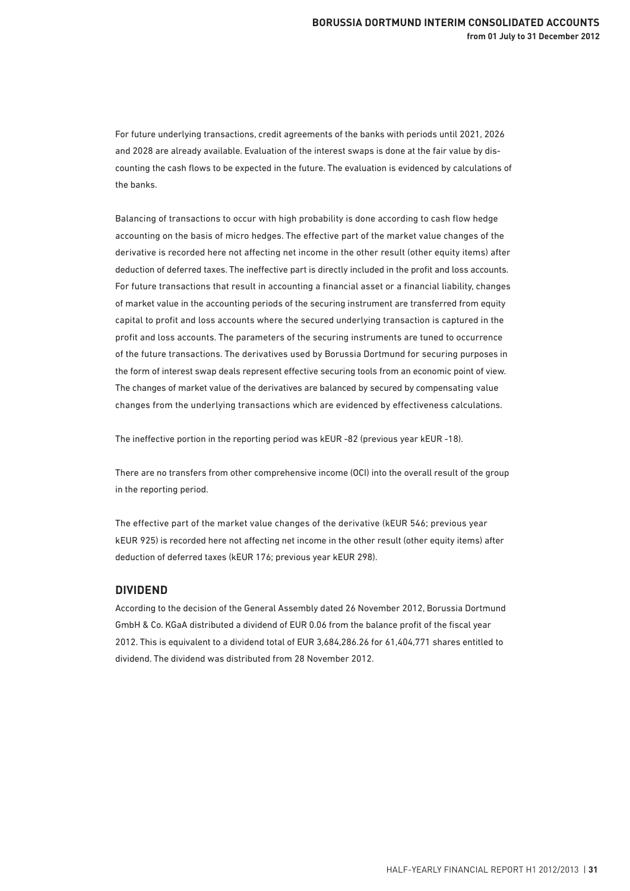For future underlying transactions, credit agreements of the banks with periods until 2021, 2026 and 2028 are already available. Evaluation of the interest swaps is done at the fair value by discounting the cash flows to be expected in the future. The evaluation is evidenced by calculations of the banks.

Balancing of transactions to occur with high probability is done according to cash flow hedge accounting on the basis of micro hedges. The effective part of the market value changes of the derivative is recorded here not affecting net income in the other result (other equity items) after deduction of deferred taxes. The ineffective part is directly included in the profit and loss accounts. For future transactions that result in accounting a financial asset or a financial liability, changes of market value in the accounting periods of the securing instrument are transferred from equity capital to profit and loss accounts where the secured underlying transaction is captured in the profit and loss accounts. The parameters of the securing instruments are tuned to occurrence of the future transactions. The derivatives used by Borussia Dortmund for securing purposes in the form of interest swap deals represent effective securing tools from an economic point of view. The changes of market value of the derivatives are balanced by secured by compensating value changes from the underlying transactions which are evidenced by effectiveness calculations.

The ineffective portion in the reporting period was kEUR -82 (previous year kEUR -18).

There are no transfers from other comprehensive income (OCI) into the overall result of the group in the reporting period.

The effective part of the market value changes of the derivative (kEUR 546; previous year kEUR 925) is recorded here not affecting net income in the other result (other equity items) after deduction of deferred taxes (kEUR 176; previous year kEUR 298).

## DIVIDEND

According to the decision of the General Assembly dated 26 November 2012, Borussia Dortmund GmbH & Co. KGaA distributed a dividend of EUR 0.06 from the balance profit of the fiscal year 2012. This is equivalent to a dividend total of EUR 3,684,286.26 for 61,404,771 shares entitled to dividend. The dividend was distributed from 28 November 2012.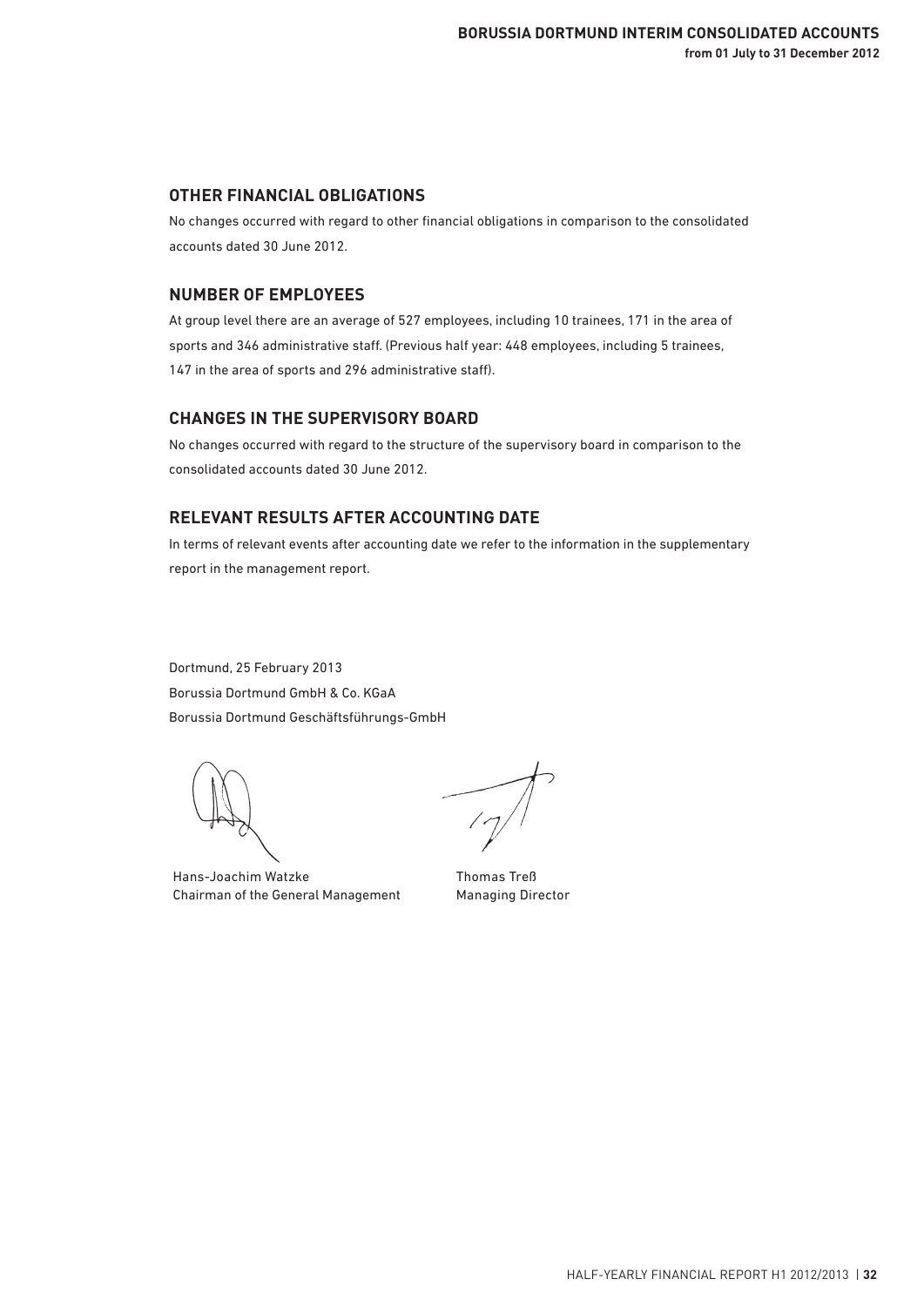## OTHER FINANCIAL OBLIGATIONS

No changes occurred with regard to other financial obligations in comparison to the consolidated accounts dated 30 June 2012.

## NUMBER OF EMPLOYEES

At group level there are an average of 527 employees, including 10 trainees, 171 in the area of sports and 346 administrative staff. (Previous half year: 448 employees, including 5 trainees, 147 in the area of sports and 296 administrative staff).

## CHANGES IN THE SUPERVISORY BOARD

No changes occurred with regard to the structure of the supervisory board in comparison to the consolidated accounts dated 30 June 2012.

## RELEVANT RESULTS AFTER ACCOUNTING DATE

In terms of relevant events after accounting date we refer to the information in the supplementary report in the management report.

Dortmund, 25 February 2013
Borussia Dortmund GmbH & Co. KGaA
Borussia Dortmund Geschäftsführungs-GmbH

Hans-Joachim Watzke
Chairman of the General Management

Thomas Treß
Managing Director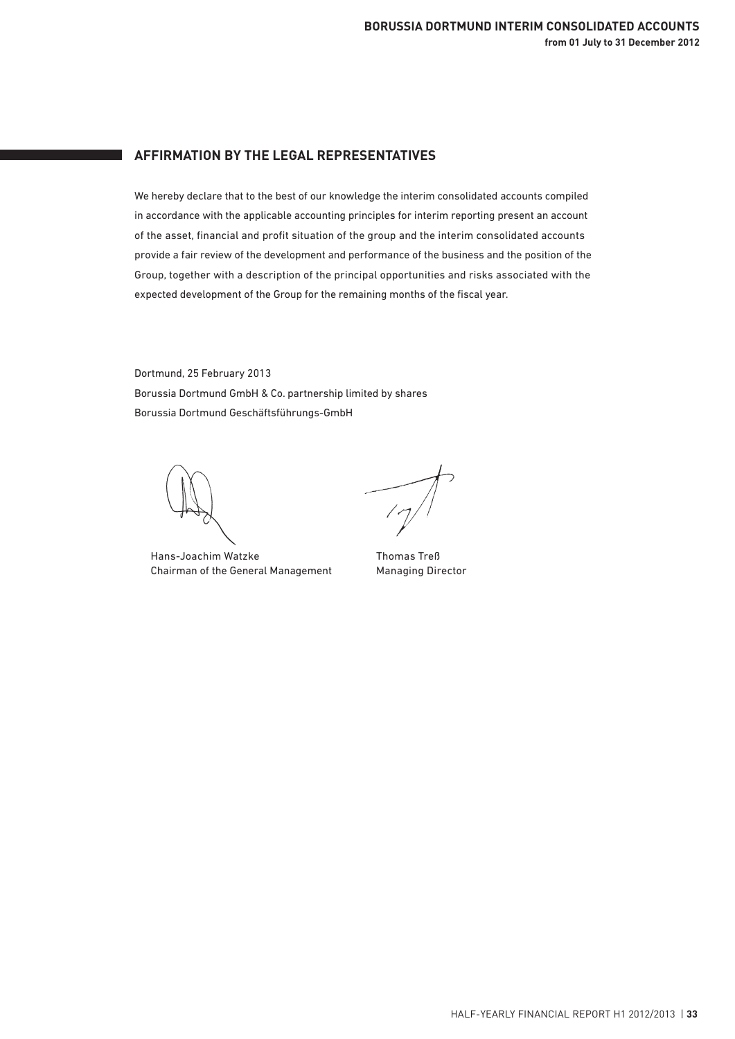## AFFIRMATION BY THE LEGAL REPRESENTATIVES

We hereby declare that to the best of our knowledge the interim consolidated accounts compiled in accordance with the applicable accounting principles for interim reporting present an account of the asset, financial and profit situation of the group and the interim consolidated accounts provide a fair review of the development and performance of the business and the position of the Group, together with a description of the principal opportunities and risks associated with the expected development of the Group for the remaining months of the fiscal year.

Dortmund, 25 February 2013
Borussia Dortmund GmbH & Co. partnership limited by shares
Borussia Dortmund Geschäftsführungs-GmbH

Hans-Joachim Watzke
Chairman of the General Management

Thomas Treß
Managing Director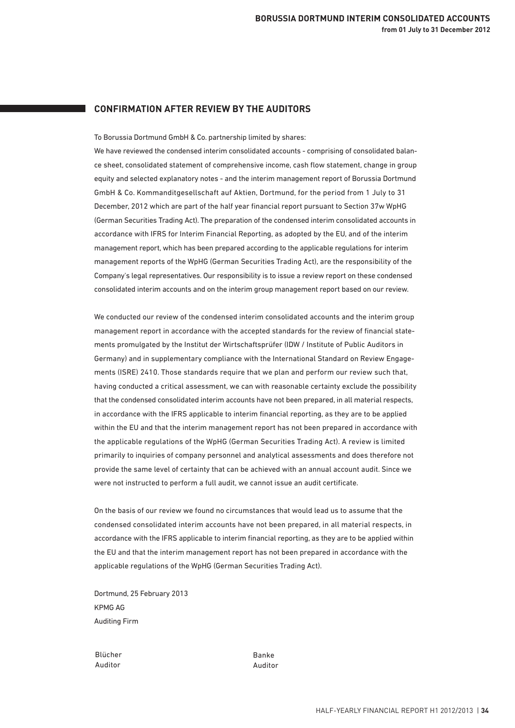## CONFIRMATION AFTER REVIEW BY THE AUDITORS

To Borussia Dortmund GmbH & Co. partnership limited by shares:

We have reviewed the condensed interim consolidated accounts - comprising of consolidated balance sheet, consolidated statement of comprehensive income, cash flow statement, change in group equity and selected explanatory notes - and the interim management report of Borussia Dortmund GmbH & Co. Kommanditgesellschaft auf Aktien, Dortmund, for the period from 1 July to 31 December, 2012 which are part of the half year financial report pursuant to Section 37w WpHG (German Securities Trading Act). The preparation of the condensed interim consolidated accounts in accordance with IFRS for Interim Financial Reporting, as adopted by the EU, and of the interim management report, which has been prepared according to the applicable regulations for interim management reports of the WpHG (German Securities Trading Act), are the responsibility of the Company's legal representatives. Our responsibility is to issue a review report on these condensed consolidated interim accounts and on the interim group management report based on our review.

We conducted our review of the condensed interim consolidated accounts and the interim group management report in accordance with the accepted standards for the review of financial statements promulgated by the Institut der Wirtschaftsprüfer (IDW / Institute of Public Auditors in Germany) and in supplementary compliance with the International Standard on Review Engagements (ISRE) 2410. Those standards require that we plan and perform our review such that, having conducted a critical assessment, we can with reasonable certainty exclude the possibility that the condensed consolidated interim accounts have not been prepared, in all material respects, in accordance with the IFRS applicable to interim financial reporting, as they are to be applied within the EU and that the interim management report has not been prepared in accordance with the applicable regulations of the WpHG (German Securities Trading Act). A review is limited primarily to inquiries of company personnel and analytical assessments and does therefore not provide the same level of certainty that can be achieved with an annual account audit. Since we were not instructed to perform a full audit, we cannot issue an audit certificate.

On the basis of our review we found no circumstances that would lead us to assume that the condensed consolidated interim accounts have not been prepared, in all material respects, in accordance with the IFRS applicable to interim financial reporting, as they are to be applied within the EU and that the interim management report has not been prepared in accordance with the applicable regulations of the WpHG (German Securities Trading Act).

Dortmund, 25 February 2013
KPMG AG
Auditing Firm

Blücher
Auditor

Banke
Auditor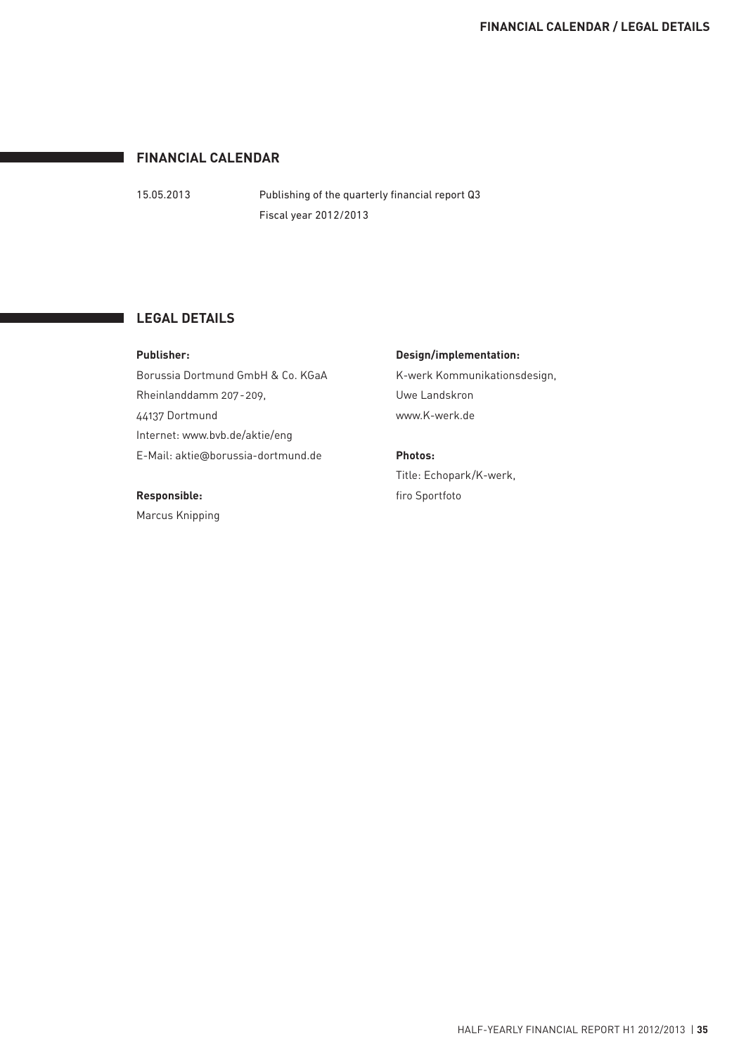## FINANCIAL CALENDAR

15.05.2013 Publishing of the quarterly financial report Q3
Fiscal year 2012/2013

## LEGAL DETAILS

**Publisher:**
Borussia Dortmund GmbH & Co. KGaA
Rheinlanddamm 207-209,
44137 Dortmund
Internet: www.bvb.de/aktie/eng
E-Mail: aktie@borussia-dortmund.de

**Responsible:**
Marcus Knipping

**Design/implementation:**
K-werk Kommunikationsdesign,
Uwe Landskron
www.K-werk.de

**Photos:**
Title: Echopark/K-werk,
firo Sportfoto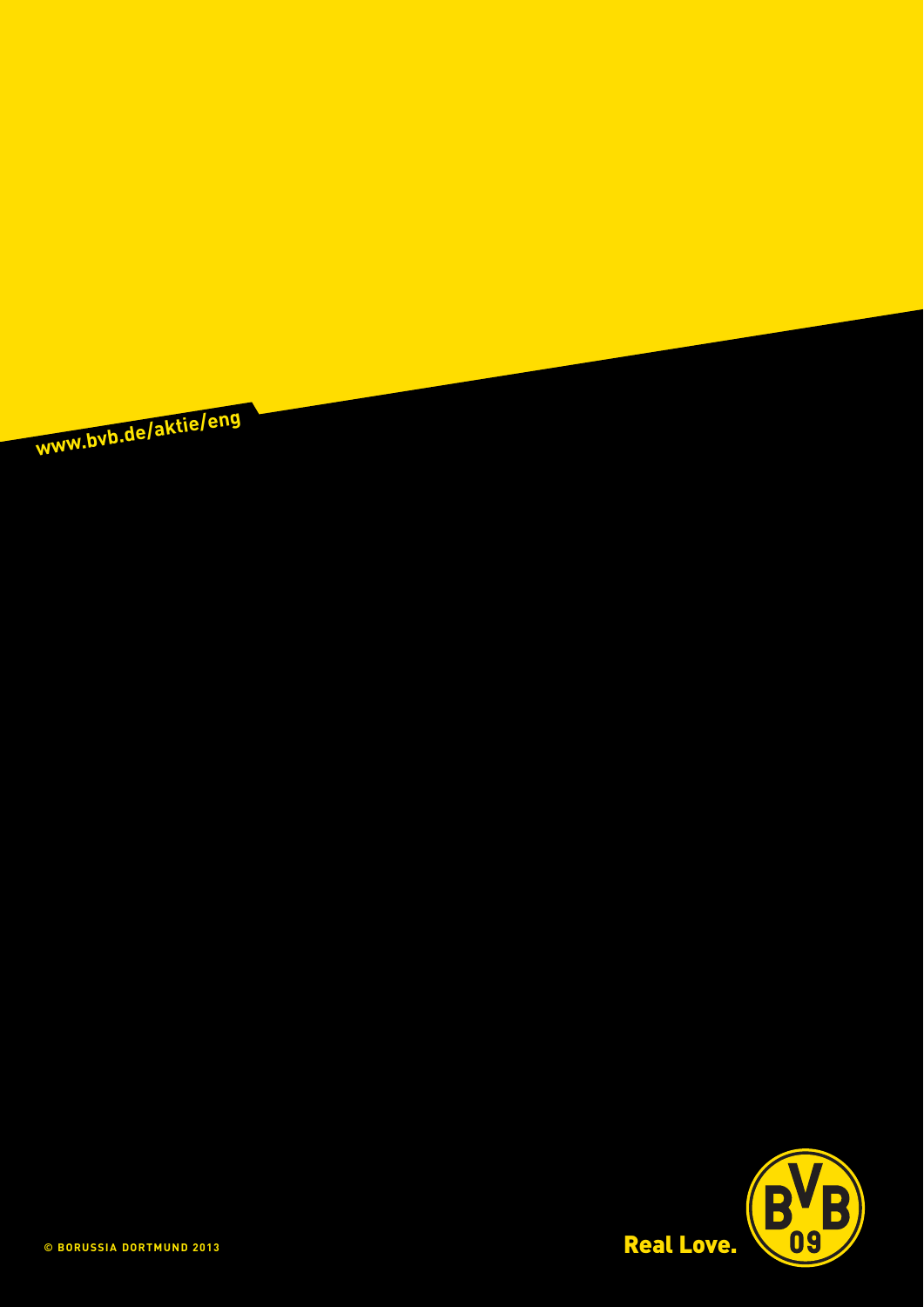www.bvb.de/aktie/eng

© BORUSSIA DORTMUND 2013

Real Love.